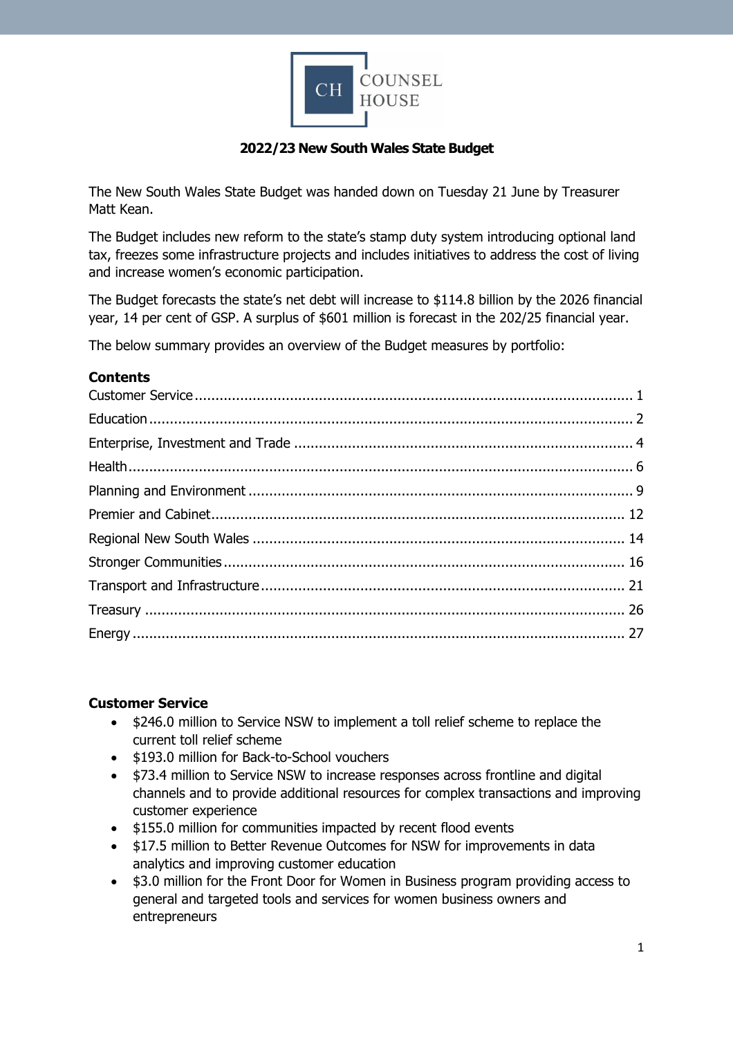**2022/23 New South Wales State Budget**

The New South Wales State Budget was handed down on Tuesday 21 June by Treasurer Matt Kean.

The Budget includes new reform to the state's stamp duty system introducing optional land tax, freezes some infrastructure projects and includes initiatives to address the cost of living and increase women's economic participation.

The Budget forecasts the state's net debt will increase to $114.8 billion by the 2026 financial year, 14 per cent of GSP. A surplus of $601 million is forecast in the 202/25 financial year.

The below summary provides an overview of the Budget measures by portfolio:

**Contents**

- Customer Service ... 1
- Education ... 2
- Enterprise, Investment and Trade ... 4
- Health ... 6
- Planning and Environment ... 9
- Premier and Cabinet ... 12
- Regional New South Wales ... 14
- Stronger Communities ... 16
- Transport and Infrastructure ... 21
- Treasury ... 26
- Energy ... 27

## Customer Service

- $246.0 million to Service NSW to implement a toll relief scheme to replace the current toll relief scheme
- $193.0 million for Back-to-School vouchers
- $73.4 million to Service NSW to increase responses across frontline and digital channels and to provide additional resources for complex transactions and improving customer experience
- $155.0 million for communities impacted by recent flood events
- $17.5 million to Better Revenue Outcomes for NSW for improvements in data analytics and improving customer education
- $3.0 million for the Front Door for Women in Business program providing access to general and targeted tools and services for women business owners and entrepreneurs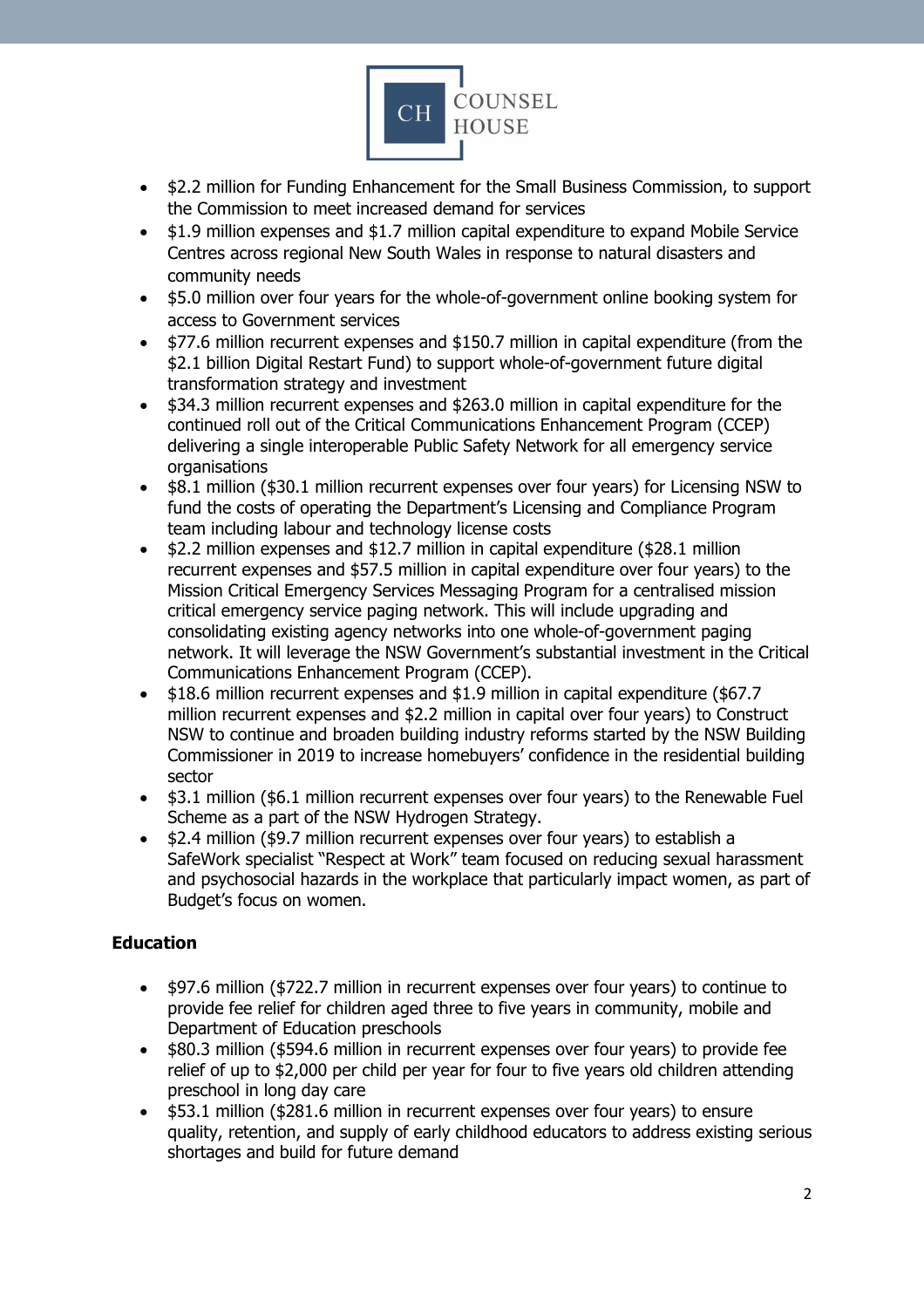- $2.2 million for Funding Enhancement for the Small Business Commission, to support the Commission to meet increased demand for services
- $1.9 million expenses and $1.7 million capital expenditure to expand Mobile Service Centres across regional New South Wales in response to natural disasters and community needs
- $5.0 million over four years for the whole-of-government online booking system for access to Government services
- $77.6 million recurrent expenses and $150.7 million in capital expenditure (from the $2.1 billion Digital Restart Fund) to support whole-of-government future digital transformation strategy and investment
- $34.3 million recurrent expenses and $263.0 million in capital expenditure for the continued roll out of the Critical Communications Enhancement Program (CCEP) delivering a single interoperable Public Safety Network for all emergency service organisations
- $8.1 million ($30.1 million recurrent expenses over four years) for Licensing NSW to fund the costs of operating the Department's Licensing and Compliance Program team including labour and technology license costs
- $2.2 million expenses and $12.7 million in capital expenditure ($28.1 million recurrent expenses and $57.5 million in capital expenditure over four years) to the Mission Critical Emergency Services Messaging Program for a centralised mission critical emergency service paging network. This will include upgrading and consolidating existing agency networks into one whole-of-government paging network. It will leverage the NSW Government's substantial investment in the Critical Communications Enhancement Program (CCEP).
- $18.6 million recurrent expenses and $1.9 million in capital expenditure ($67.7 million recurrent expenses and $2.2 million in capital over four years) to Construct NSW to continue and broaden building industry reforms started by the NSW Building Commissioner in 2019 to increase homebuyers' confidence in the residential building sector
- $3.1 million ($6.1 million recurrent expenses over four years) to the Renewable Fuel Scheme as a part of the NSW Hydrogen Strategy.
- $2.4 million ($9.7 million recurrent expenses over four years) to establish a SafeWork specialist "Respect at Work" team focused on reducing sexual harassment and psychosocial hazards in the workplace that particularly impact women, as part of Budget's focus on women.

**Education**

- $97.6 million ($722.7 million in recurrent expenses over four years) to continue to provide fee relief for children aged three to five years in community, mobile and Department of Education preschools
- $80.3 million ($594.6 million in recurrent expenses over four years) to provide fee relief of up to $2,000 per child per year for four to five years old children attending preschool in long day care
- $53.1 million ($281.6 million in recurrent expenses over four years) to ensure quality, retention, and supply of early childhood educators to address existing serious shortages and build for future demand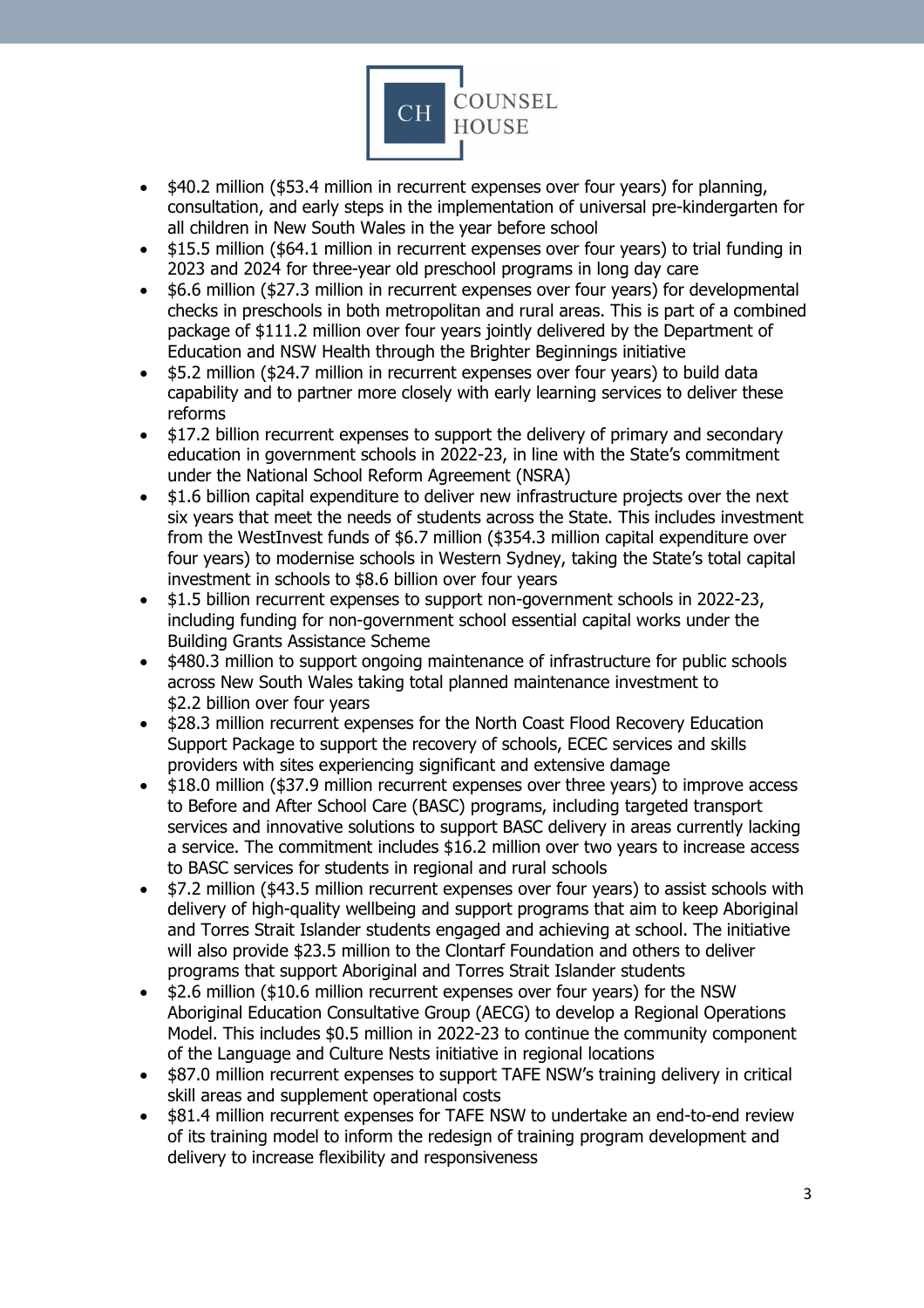- $40.2 million ($53.4 million in recurrent expenses over four years) for planning, consultation, and early steps in the implementation of universal pre-kindergarten for all children in New South Wales in the year before school
- $15.5 million ($64.1 million in recurrent expenses over four years) to trial funding in 2023 and 2024 for three-year old preschool programs in long day care
- $6.6 million ($27.3 million in recurrent expenses over four years) for developmental checks in preschools in both metropolitan and rural areas. This is part of a combined package of $111.2 million over four years jointly delivered by the Department of Education and NSW Health through the Brighter Beginnings initiative
- $5.2 million ($24.7 million in recurrent expenses over four years) to build data capability and to partner more closely with early learning services to deliver these reforms
- $17.2 billion recurrent expenses to support the delivery of primary and secondary education in government schools in 2022-23, in line with the State's commitment under the National School Reform Agreement (NSRA)
- $1.6 billion capital expenditure to deliver new infrastructure projects over the next six years that meet the needs of students across the State. This includes investment from the WestInvest funds of $6.7 million ($354.3 million capital expenditure over four years) to modernise schools in Western Sydney, taking the State's total capital investment in schools to $8.6 billion over four years
- $1.5 billion recurrent expenses to support non-government schools in 2022-23, including funding for non-government school essential capital works under the Building Grants Assistance Scheme
- $480.3 million to support ongoing maintenance of infrastructure for public schools across New South Wales taking total planned maintenance investment to $2.2 billion over four years
- $28.3 million recurrent expenses for the North Coast Flood Recovery Education Support Package to support the recovery of schools, ECEC services and skills providers with sites experiencing significant and extensive damage
- $18.0 million ($37.9 million recurrent expenses over three years) to improve access to Before and After School Care (BASC) programs, including targeted transport services and innovative solutions to support BASC delivery in areas currently lacking a service. The commitment includes $16.2 million over two years to increase access to BASC services for students in regional and rural schools
- $7.2 million ($43.5 million recurrent expenses over four years) to assist schools with delivery of high-quality wellbeing and support programs that aim to keep Aboriginal and Torres Strait Islander students engaged and achieving at school. The initiative will also provide $23.5 million to the Clontarf Foundation and others to deliver programs that support Aboriginal and Torres Strait Islander students
- $2.6 million ($10.6 million recurrent expenses over four years) for the NSW Aboriginal Education Consultative Group (AECG) to develop a Regional Operations Model. This includes $0.5 million in 2022-23 to continue the community component of the Language and Culture Nests initiative in regional locations
- $87.0 million recurrent expenses to support TAFE NSW's training delivery in critical skill areas and supplement operational costs
- $81.4 million recurrent expenses for TAFE NSW to undertake an end-to-end review of its training model to inform the redesign of training program development and delivery to increase flexibility and responsiveness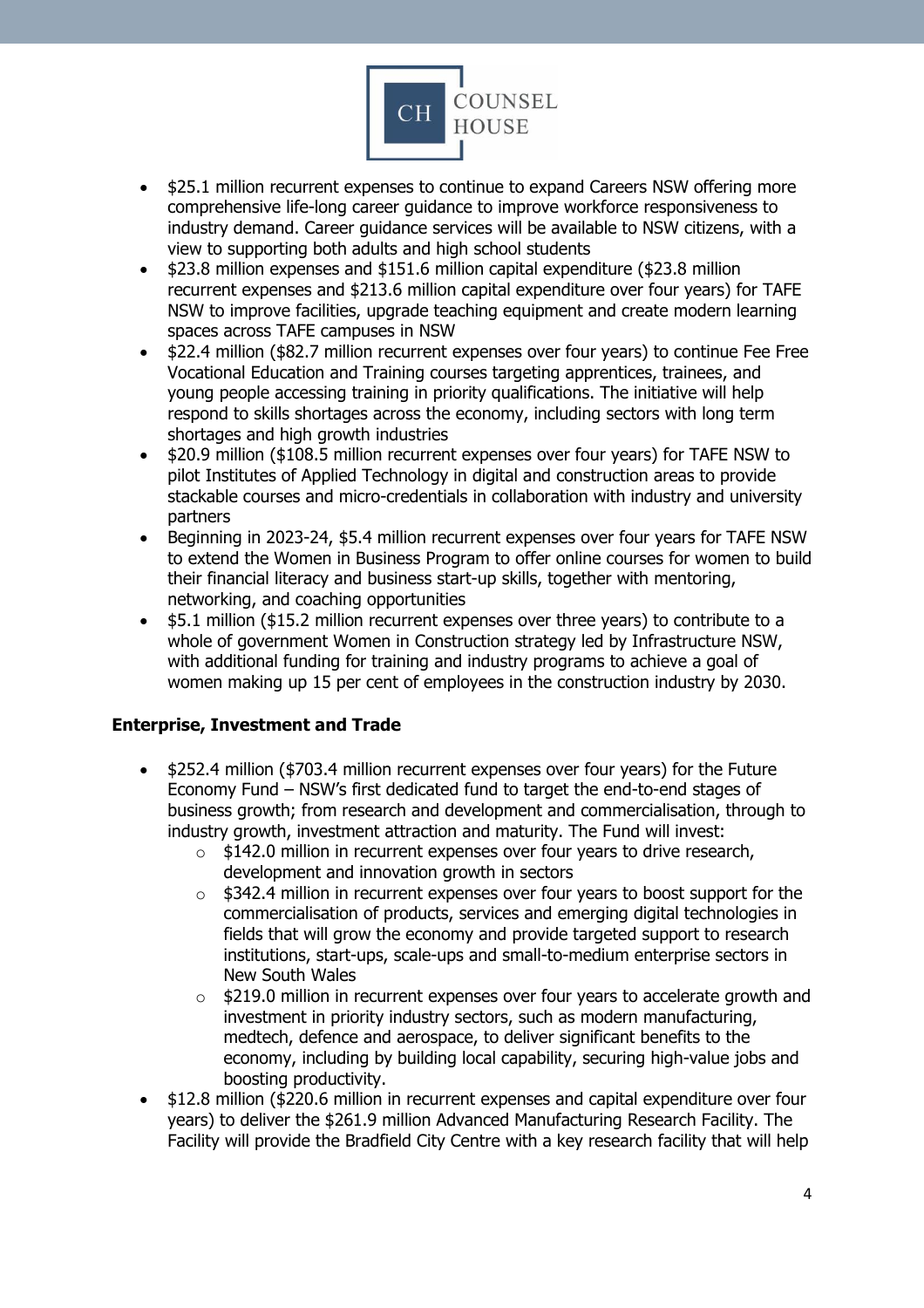- $25.1 million recurrent expenses to continue to expand Careers NSW offering more comprehensive life-long career guidance to improve workforce responsiveness to industry demand. Career guidance services will be available to NSW citizens, with a view to supporting both adults and high school students
- $23.8 million expenses and $151.6 million capital expenditure ($23.8 million recurrent expenses and $213.6 million capital expenditure over four years) for TAFE NSW to improve facilities, upgrade teaching equipment and create modern learning spaces across TAFE campuses in NSW
- $22.4 million ($82.7 million recurrent expenses over four years) to continue Fee Free Vocational Education and Training courses targeting apprentices, trainees, and young people accessing training in priority qualifications. The initiative will help respond to skills shortages across the economy, including sectors with long term shortages and high growth industries
- $20.9 million ($108.5 million recurrent expenses over four years) for TAFE NSW to pilot Institutes of Applied Technology in digital and construction areas to provide stackable courses and micro-credentials in collaboration with industry and university partners
- Beginning in 2023-24, $5.4 million recurrent expenses over four years for TAFE NSW to extend the Women in Business Program to offer online courses for women to build their financial literacy and business start-up skills, together with mentoring, networking, and coaching opportunities
- $5.1 million ($15.2 million recurrent expenses over three years) to contribute to a whole of government Women in Construction strategy led by Infrastructure NSW, with additional funding for training and industry programs to achieve a goal of women making up 15 per cent of employees in the construction industry by 2030.

**Enterprise, Investment and Trade**

- $252.4 million ($703.4 million recurrent expenses over four years) for the Future Economy Fund – NSW's first dedicated fund to target the end-to-end stages of business growth; from research and development and commercialisation, through to industry growth, investment attraction and maturity. The Fund will invest:
  - $142.0 million in recurrent expenses over four years to drive research, development and innovation growth in sectors
  - $342.4 million in recurrent expenses over four years to boost support for the commercialisation of products, services and emerging digital technologies in fields that will grow the economy and provide targeted support to research institutions, start-ups, scale-ups and small-to-medium enterprise sectors in New South Wales
  - $219.0 million in recurrent expenses over four years to accelerate growth and investment in priority industry sectors, such as modern manufacturing, medtech, defence and aerospace, to deliver significant benefits to the economy, including by building local capability, securing high-value jobs and boosting productivity.
- $12.8 million ($220.6 million in recurrent expenses and capital expenditure over four years) to deliver the $261.9 million Advanced Manufacturing Research Facility. The Facility will provide the Bradfield City Centre with a key research facility that will help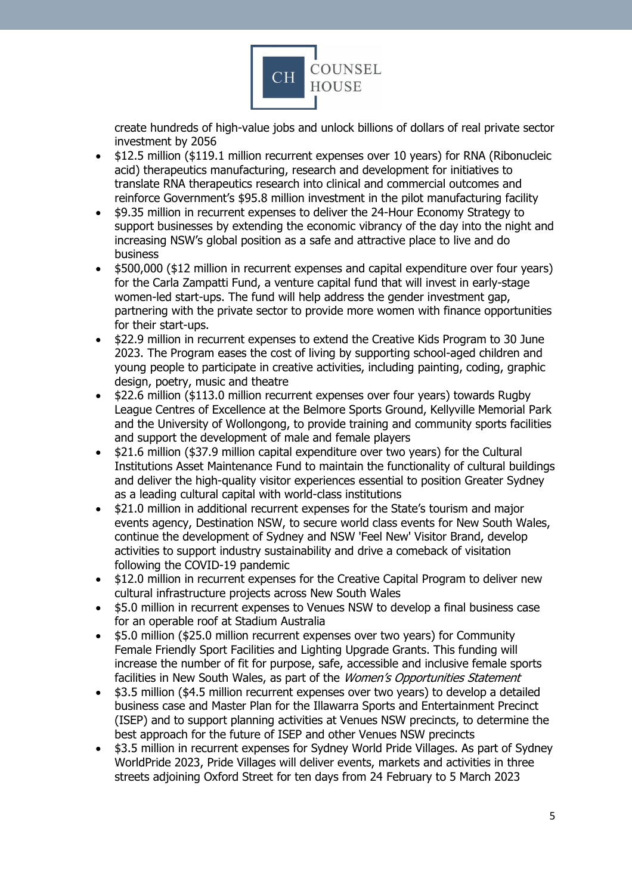create hundreds of high-value jobs and unlock billions of dollars of real private sector investment by 2056

- $12.5 million ($119.1 million recurrent expenses over 10 years) for RNA (Ribonucleic acid) therapeutics manufacturing, research and development for initiatives to translate RNA therapeutics research into clinical and commercial outcomes and reinforce Government's $95.8 million investment in the pilot manufacturing facility
- $9.35 million in recurrent expenses to deliver the 24-Hour Economy Strategy to support businesses by extending the economic vibrancy of the day into the night and increasing NSW's global position as a safe and attractive place to live and do business
- $500,000 ($12 million in recurrent expenses and capital expenditure over four years) for the Carla Zampatti Fund, a venture capital fund that will invest in early-stage women-led start-ups. The fund will help address the gender investment gap, partnering with the private sector to provide more women with finance opportunities for their start-ups.
- $22.9 million in recurrent expenses to extend the Creative Kids Program to 30 June 2023. The Program eases the cost of living by supporting school-aged children and young people to participate in creative activities, including painting, coding, graphic design, poetry, music and theatre
- $22.6 million ($113.0 million recurrent expenses over four years) towards Rugby League Centres of Excellence at the Belmore Sports Ground, Kellyville Memorial Park and the University of Wollongong, to provide training and community sports facilities and support the development of male and female players
- $21.6 million ($37.9 million capital expenditure over two years) for the Cultural Institutions Asset Maintenance Fund to maintain the functionality of cultural buildings and deliver the high-quality visitor experiences essential to position Greater Sydney as a leading cultural capital with world-class institutions
- $21.0 million in additional recurrent expenses for the State's tourism and major events agency, Destination NSW, to secure world class events for New South Wales, continue the development of Sydney and NSW 'Feel New' Visitor Brand, develop activities to support industry sustainability and drive a comeback of visitation following the COVID-19 pandemic
- $12.0 million in recurrent expenses for the Creative Capital Program to deliver new cultural infrastructure projects across New South Wales
- $5.0 million in recurrent expenses to Venues NSW to develop a final business case for an operable roof at Stadium Australia
- $5.0 million ($25.0 million recurrent expenses over two years) for Community Female Friendly Sport Facilities and Lighting Upgrade Grants. This funding will increase the number of fit for purpose, safe, accessible and inclusive female sports facilities in New South Wales, as part of the *Women's Opportunities Statement*
- $3.5 million ($4.5 million recurrent expenses over two years) to develop a detailed business case and Master Plan for the Illawarra Sports and Entertainment Precinct (ISEP) and to support planning activities at Venues NSW precincts, to determine the best approach for the future of ISEP and other Venues NSW precincts
- $3.5 million in recurrent expenses for Sydney World Pride Villages. As part of Sydney WorldPride 2023, Pride Villages will deliver events, markets and activities in three streets adjoining Oxford Street for ten days from 24 February to 5 March 2023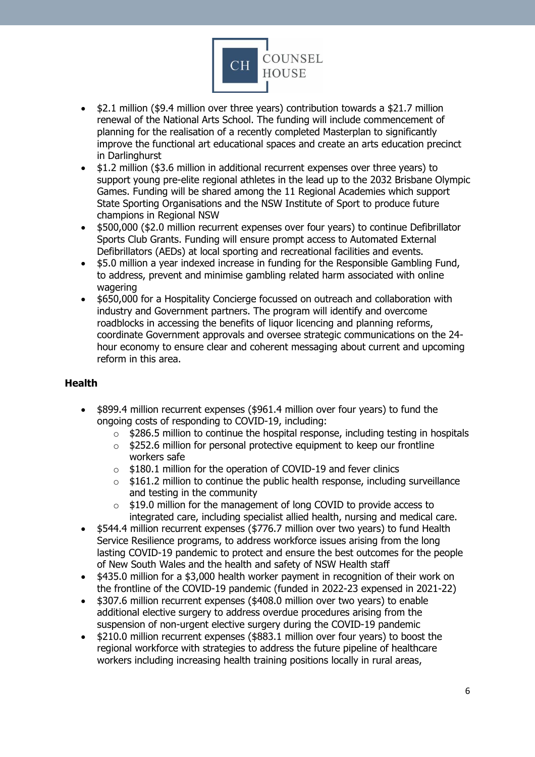- $2.1 million ($9.4 million over three years) contribution towards a $21.7 million renewal of the National Arts School. The funding will include commencement of planning for the realisation of a recently completed Masterplan to significantly improve the functional art educational spaces and create an arts education precinct in Darlinghurst
- $1.2 million ($3.6 million in additional recurrent expenses over three years) to support young pre-elite regional athletes in the lead up to the 2032 Brisbane Olympic Games. Funding will be shared among the 11 Regional Academies which support State Sporting Organisations and the NSW Institute of Sport to produce future champions in Regional NSW
- $500,000 ($2.0 million recurrent expenses over four years) to continue Defibrillator Sports Club Grants. Funding will ensure prompt access to Automated External Defibrillators (AEDs) at local sporting and recreational facilities and events.
- $5.0 million a year indexed increase in funding for the Responsible Gambling Fund, to address, prevent and minimise gambling related harm associated with online wagering
- $650,000 for a Hospitality Concierge focussed on outreach and collaboration with industry and Government partners. The program will identify and overcome roadblocks in accessing the benefits of liquor licencing and planning reforms, coordinate Government approvals and oversee strategic communications on the 24-hour economy to ensure clear and coherent messaging about current and upcoming reform in this area.

**Health**

- $899.4 million recurrent expenses ($961.4 million over four years) to fund the ongoing costs of responding to COVID-19, including:
  - $286.5 million to continue the hospital response, including testing in hospitals
  - $252.6 million for personal protective equipment to keep our frontline workers safe
  - $180.1 million for the operation of COVID-19 and fever clinics
  - $161.2 million to continue the public health response, including surveillance and testing in the community
  - $19.0 million for the management of long COVID to provide access to integrated care, including specialist allied health, nursing and medical care.
- $544.4 million recurrent expenses ($776.7 million over two years) to fund Health Service Resilience programs, to address workforce issues arising from the long lasting COVID-19 pandemic to protect and ensure the best outcomes for the people of New South Wales and the health and safety of NSW Health staff
- $435.0 million for a $3,000 health worker payment in recognition of their work on the frontline of the COVID-19 pandemic (funded in 2022-23 expensed in 2021-22)
- $307.6 million recurrent expenses ($408.0 million over two years) to enable additional elective surgery to address overdue procedures arising from the suspension of non-urgent elective surgery during the COVID-19 pandemic
- $210.0 million recurrent expenses ($883.1 million over four years) to boost the regional workforce with strategies to address the future pipeline of healthcare workers including increasing health training positions locally in rural areas,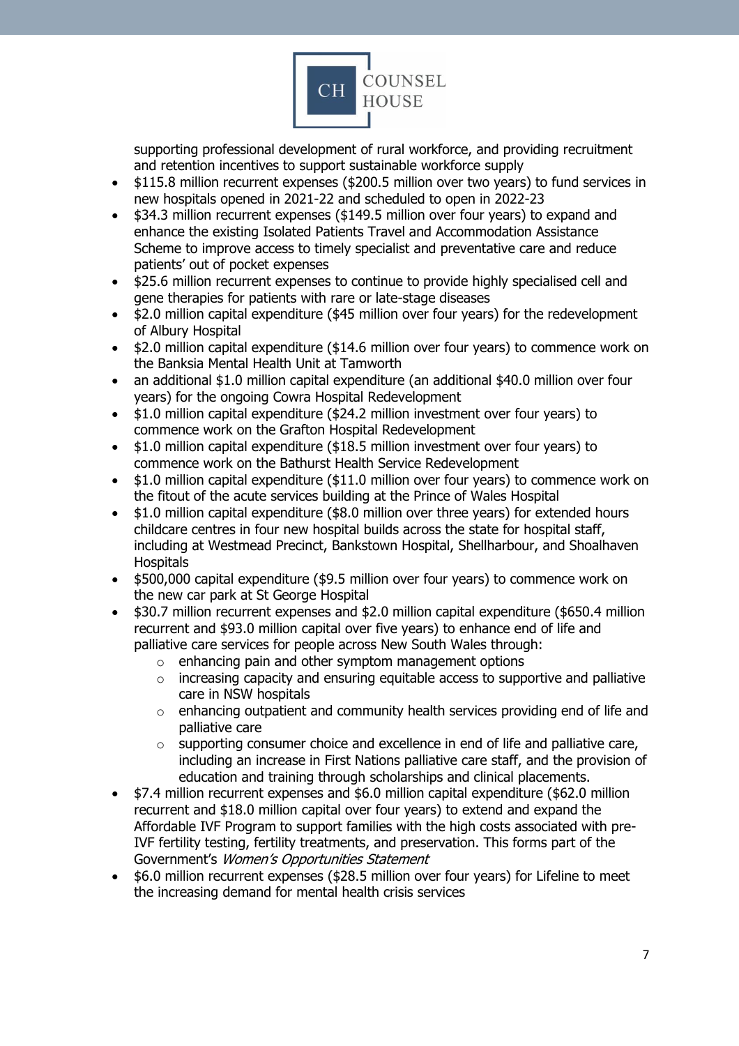supporting professional development of rural workforce, and providing recruitment and retention incentives to support sustainable workforce supply

- $115.8 million recurrent expenses ($200.5 million over two years) to fund services in new hospitals opened in 2021-22 and scheduled to open in 2022-23
- $34.3 million recurrent expenses ($149.5 million over four years) to expand and enhance the existing Isolated Patients Travel and Accommodation Assistance Scheme to improve access to timely specialist and preventative care and reduce patients' out of pocket expenses
- $25.6 million recurrent expenses to continue to provide highly specialised cell and gene therapies for patients with rare or late-stage diseases
- $2.0 million capital expenditure ($45 million over four years) for the redevelopment of Albury Hospital
- $2.0 million capital expenditure ($14.6 million over four years) to commence work on the Banksia Mental Health Unit at Tamworth
- an additional $1.0 million capital expenditure (an additional $40.0 million over four years) for the ongoing Cowra Hospital Redevelopment
- $1.0 million capital expenditure ($24.2 million investment over four years) to commence work on the Grafton Hospital Redevelopment
- $1.0 million capital expenditure ($18.5 million investment over four years) to commence work on the Bathurst Health Service Redevelopment
- $1.0 million capital expenditure ($11.0 million over four years) to commence work on the fitout of the acute services building at the Prince of Wales Hospital
- $1.0 million capital expenditure ($8.0 million over three years) for extended hours childcare centres in four new hospital builds across the state for hospital staff, including at Westmead Precinct, Bankstown Hospital, Shellharbour, and Shoalhaven Hospitals
- $500,000 capital expenditure ($9.5 million over four years) to commence work on the new car park at St George Hospital
- $30.7 million recurrent expenses and $2.0 million capital expenditure ($650.4 million recurrent and $93.0 million capital over five years) to enhance end of life and palliative care services for people across New South Wales through:
  - enhancing pain and other symptom management options
  - increasing capacity and ensuring equitable access to supportive and palliative care in NSW hospitals
  - enhancing outpatient and community health services providing end of life and palliative care
  - supporting consumer choice and excellence in end of life and palliative care, including an increase in First Nations palliative care staff, and the provision of education and training through scholarships and clinical placements.
- $7.4 million recurrent expenses and $6.0 million capital expenditure ($62.0 million recurrent and $18.0 million capital over four years) to extend and expand the Affordable IVF Program to support families with the high costs associated with pre-IVF fertility testing, fertility treatments, and preservation. This forms part of the Government's *Women's Opportunities Statement*
- $6.0 million recurrent expenses ($28.5 million over four years) for Lifeline to meet the increasing demand for mental health crisis services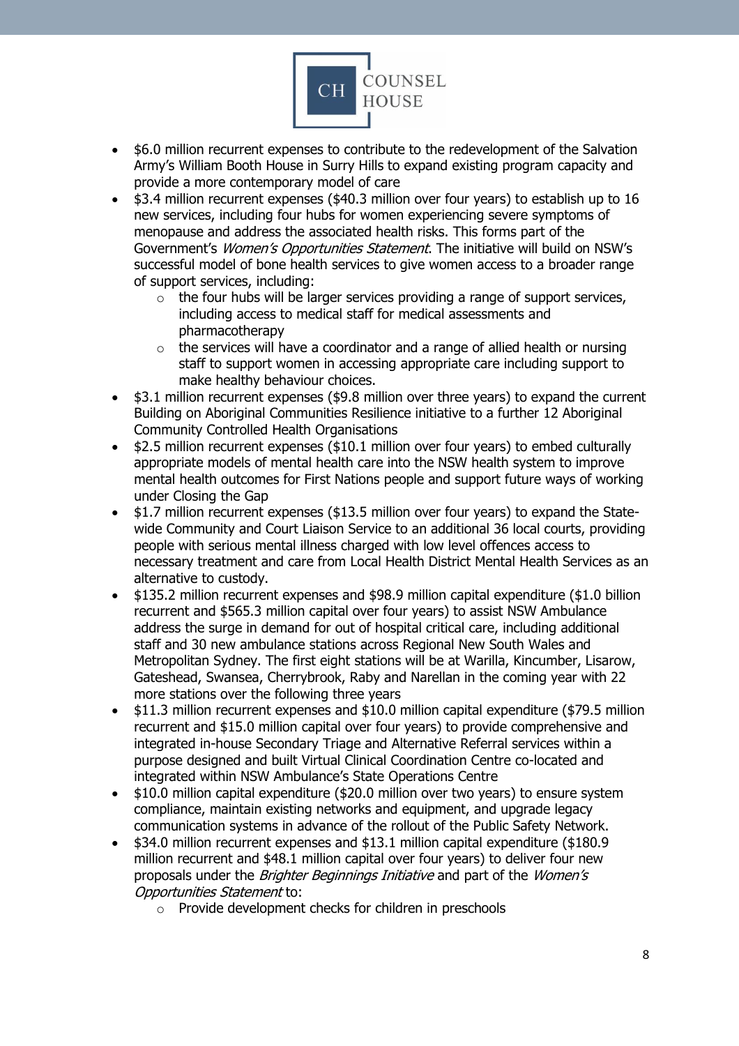- $6.0 million recurrent expenses to contribute to the redevelopment of the Salvation Army's William Booth House in Surry Hills to expand existing program capacity and provide a more contemporary model of care
- $3.4 million recurrent expenses ($40.3 million over four years) to establish up to 16 new services, including four hubs for women experiencing severe symptoms of menopause and address the associated health risks. This forms part of the Government's *Women's Opportunities Statement*. The initiative will build on NSW's successful model of bone health services to give women access to a broader range of support services, including:
    - the four hubs will be larger services providing a range of support services, including access to medical staff for medical assessments and pharmacotherapy
    - the services will have a coordinator and a range of allied health or nursing staff to support women in accessing appropriate care including support to make healthy behaviour choices.
- $3.1 million recurrent expenses ($9.8 million over three years) to expand the current Building on Aboriginal Communities Resilience initiative to a further 12 Aboriginal Community Controlled Health Organisations
- $2.5 million recurrent expenses ($10.1 million over four years) to embed culturally appropriate models of mental health care into the NSW health system to improve mental health outcomes for First Nations people and support future ways of working under Closing the Gap
- $1.7 million recurrent expenses ($13.5 million over four years) to expand the State-wide Community and Court Liaison Service to an additional 36 local courts, providing people with serious mental illness charged with low level offences access to necessary treatment and care from Local Health District Mental Health Services as an alternative to custody.
- $135.2 million recurrent expenses and $98.9 million capital expenditure ($1.0 billion recurrent and $565.3 million capital over four years) to assist NSW Ambulance address the surge in demand for out of hospital critical care, including additional staff and 30 new ambulance stations across Regional New South Wales and Metropolitan Sydney. The first eight stations will be at Warilla, Kincumber, Lisarow, Gateshead, Swansea, Cherrybrook, Raby and Narellan in the coming year with 22 more stations over the following three years
- $11.3 million recurrent expenses and $10.0 million capital expenditure ($79.5 million recurrent and $15.0 million capital over four years) to provide comprehensive and integrated in-house Secondary Triage and Alternative Referral services within a purpose designed and built Virtual Clinical Coordination Centre co-located and integrated within NSW Ambulance's State Operations Centre
- $10.0 million capital expenditure ($20.0 million over two years) to ensure system compliance, maintain existing networks and equipment, and upgrade legacy communication systems in advance of the rollout of the Public Safety Network.
- $34.0 million recurrent expenses and $13.1 million capital expenditure ($180.9 million recurrent and $48.1 million capital over four years) to deliver four new proposals under the *Brighter Beginnings Initiative* and part of the *Women's Opportunities Statement* to:
    - Provide development checks for children in preschools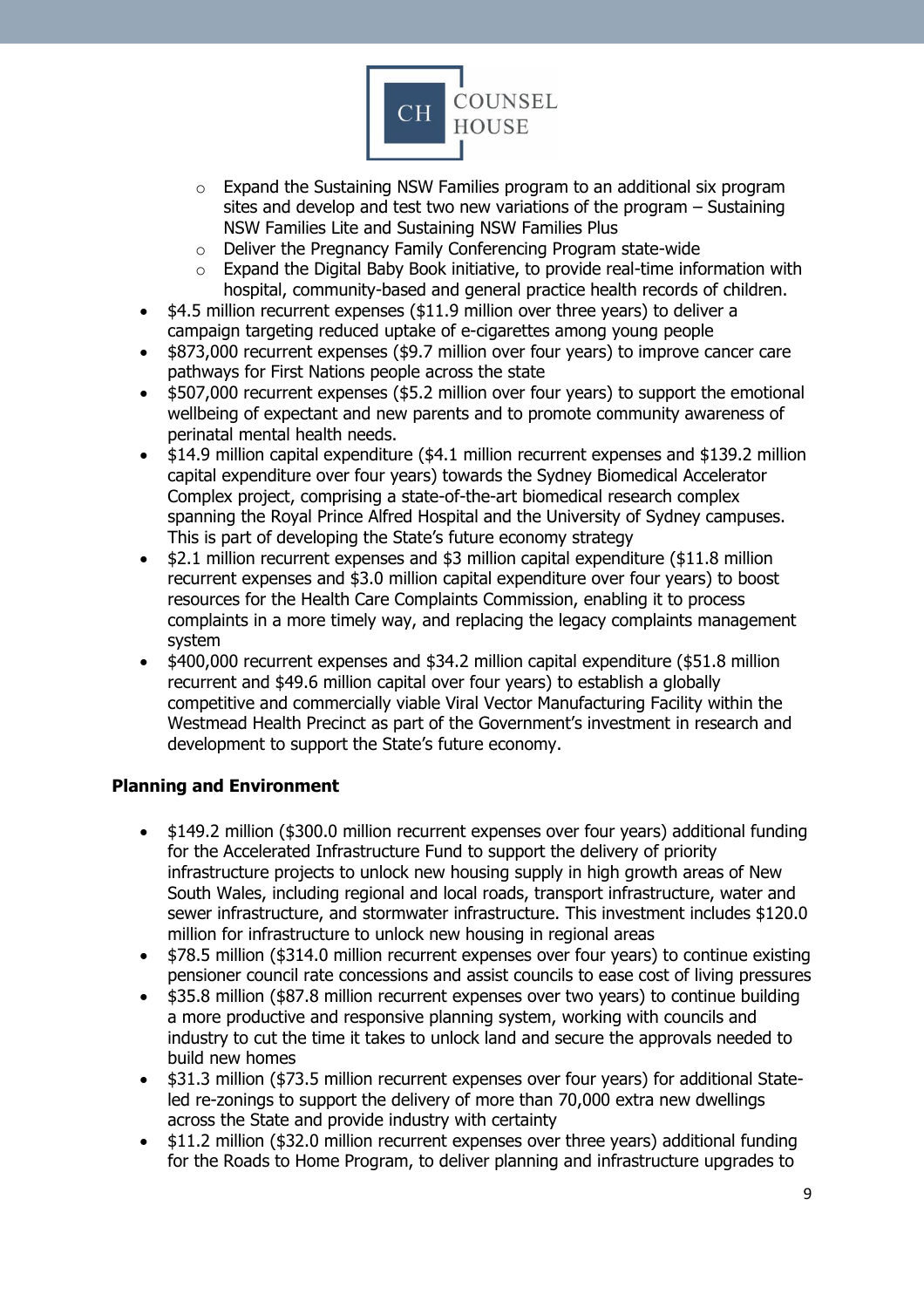- Expand the Sustaining NSW Families program to an additional six program sites and develop and test two new variations of the program – Sustaining NSW Families Lite and Sustaining NSW Families Plus
  - Deliver the Pregnancy Family Conferencing Program state-wide
  - Expand the Digital Baby Book initiative, to provide real-time information with hospital, community-based and general practice health records of children.
- $4.5 million recurrent expenses ($11.9 million over three years) to deliver a campaign targeting reduced uptake of e-cigarettes among young people
- $873,000 recurrent expenses ($9.7 million over four years) to improve cancer care pathways for First Nations people across the state
- $507,000 recurrent expenses ($5.2 million over four years) to support the emotional wellbeing of expectant and new parents and to promote community awareness of perinatal mental health needs.
- $14.9 million capital expenditure ($4.1 million recurrent expenses and $139.2 million capital expenditure over four years) towards the Sydney Biomedical Accelerator Complex project, comprising a state-of-the-art biomedical research complex spanning the Royal Prince Alfred Hospital and the University of Sydney campuses. This is part of developing the State's future economy strategy
- $2.1 million recurrent expenses and $3 million capital expenditure ($11.8 million recurrent expenses and $3.0 million capital expenditure over four years) to boost resources for the Health Care Complaints Commission, enabling it to process complaints in a more timely way, and replacing the legacy complaints management system
- $400,000 recurrent expenses and $34.2 million capital expenditure ($51.8 million recurrent and $49.6 million capital over four years) to establish a globally competitive and commercially viable Viral Vector Manufacturing Facility within the Westmead Health Precinct as part of the Government's investment in research and development to support the State's future economy.

**Planning and Environment**

- $149.2 million ($300.0 million recurrent expenses over four years) additional funding for the Accelerated Infrastructure Fund to support the delivery of priority infrastructure projects to unlock new housing supply in high growth areas of New South Wales, including regional and local roads, transport infrastructure, water and sewer infrastructure, and stormwater infrastructure. This investment includes $120.0 million for infrastructure to unlock new housing in regional areas
- $78.5 million ($314.0 million recurrent expenses over four years) to continue existing pensioner council rate concessions and assist councils to ease cost of living pressures
- $35.8 million ($87.8 million recurrent expenses over two years) to continue building a more productive and responsive planning system, working with councils and industry to cut the time it takes to unlock land and secure the approvals needed to build new homes
- $31.3 million ($73.5 million recurrent expenses over four years) for additional State-led re-zonings to support the delivery of more than 70,000 extra new dwellings across the State and provide industry with certainty
- $11.2 million ($32.0 million recurrent expenses over three years) additional funding for the Roads to Home Program, to deliver planning and infrastructure upgrades to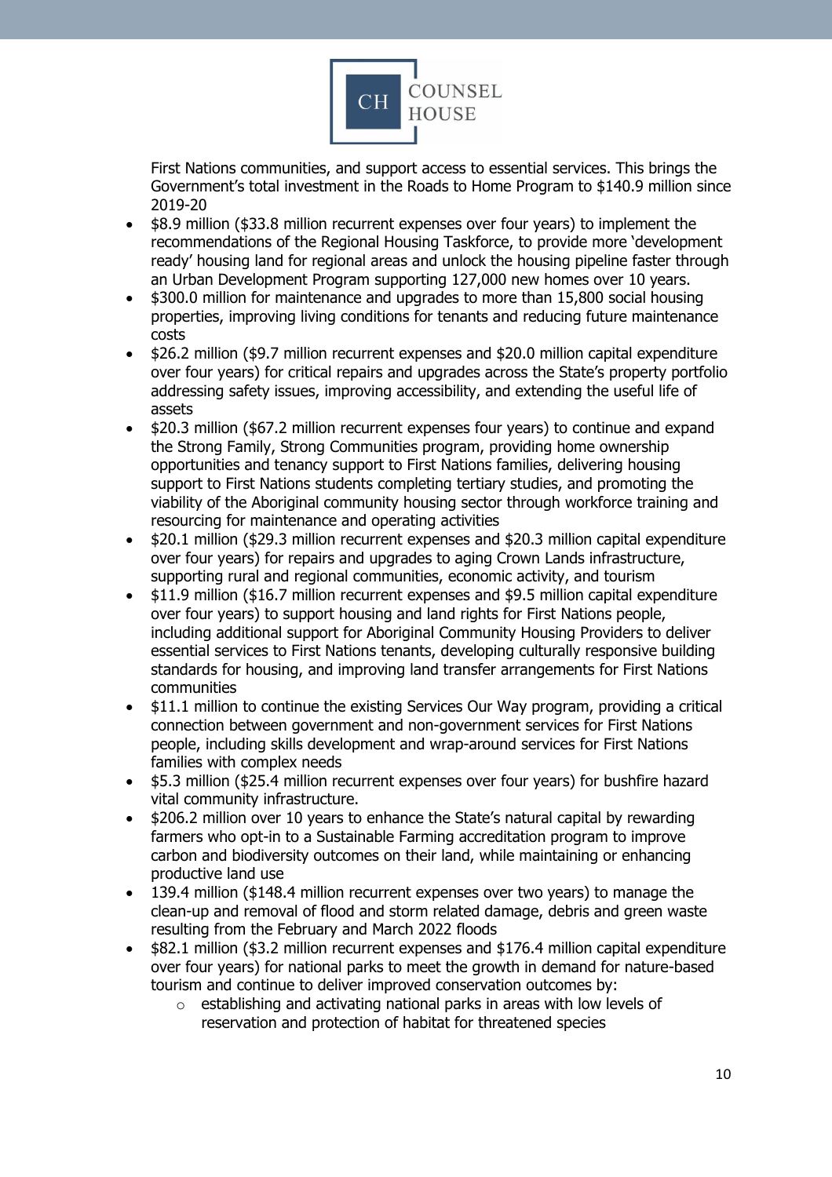First Nations communities, and support access to essential services. This brings the Government's total investment in the Roads to Home Program to $140.9 million since 2019-20

- $8.9 million ($33.8 million recurrent expenses over four years) to implement the recommendations of the Regional Housing Taskforce, to provide more 'development ready' housing land for regional areas and unlock the housing pipeline faster through an Urban Development Program supporting 127,000 new homes over 10 years.
- $300.0 million for maintenance and upgrades to more than 15,800 social housing properties, improving living conditions for tenants and reducing future maintenance costs
- $26.2 million ($9.7 million recurrent expenses and $20.0 million capital expenditure over four years) for critical repairs and upgrades across the State's property portfolio addressing safety issues, improving accessibility, and extending the useful life of assets
- $20.3 million ($67.2 million recurrent expenses four years) to continue and expand the Strong Family, Strong Communities program, providing home ownership opportunities and tenancy support to First Nations families, delivering housing support to First Nations students completing tertiary studies, and promoting the viability of the Aboriginal community housing sector through workforce training and resourcing for maintenance and operating activities
- $20.1 million ($29.3 million recurrent expenses and $20.3 million capital expenditure over four years) for repairs and upgrades to aging Crown Lands infrastructure, supporting rural and regional communities, economic activity, and tourism
- $11.9 million ($16.7 million recurrent expenses and $9.5 million capital expenditure over four years) to support housing and land rights for First Nations people, including additional support for Aboriginal Community Housing Providers to deliver essential services to First Nations tenants, developing culturally responsive building standards for housing, and improving land transfer arrangements for First Nations communities
- $11.1 million to continue the existing Services Our Way program, providing a critical connection between government and non-government services for First Nations people, including skills development and wrap-around services for First Nations families with complex needs
- $5.3 million ($25.4 million recurrent expenses over four years) for bushfire hazard vital community infrastructure.
- $206.2 million over 10 years to enhance the State's natural capital by rewarding farmers who opt-in to a Sustainable Farming accreditation program to improve carbon and biodiversity outcomes on their land, while maintaining or enhancing productive land use
- 139.4 million ($148.4 million recurrent expenses over two years) to manage the clean-up and removal of flood and storm related damage, debris and green waste resulting from the February and March 2022 floods
- $82.1 million ($3.2 million recurrent expenses and $176.4 million capital expenditure over four years) for national parks to meet the growth in demand for nature-based tourism and continue to deliver improved conservation outcomes by:
  - establishing and activating national parks in areas with low levels of reservation and protection of habitat for threatened species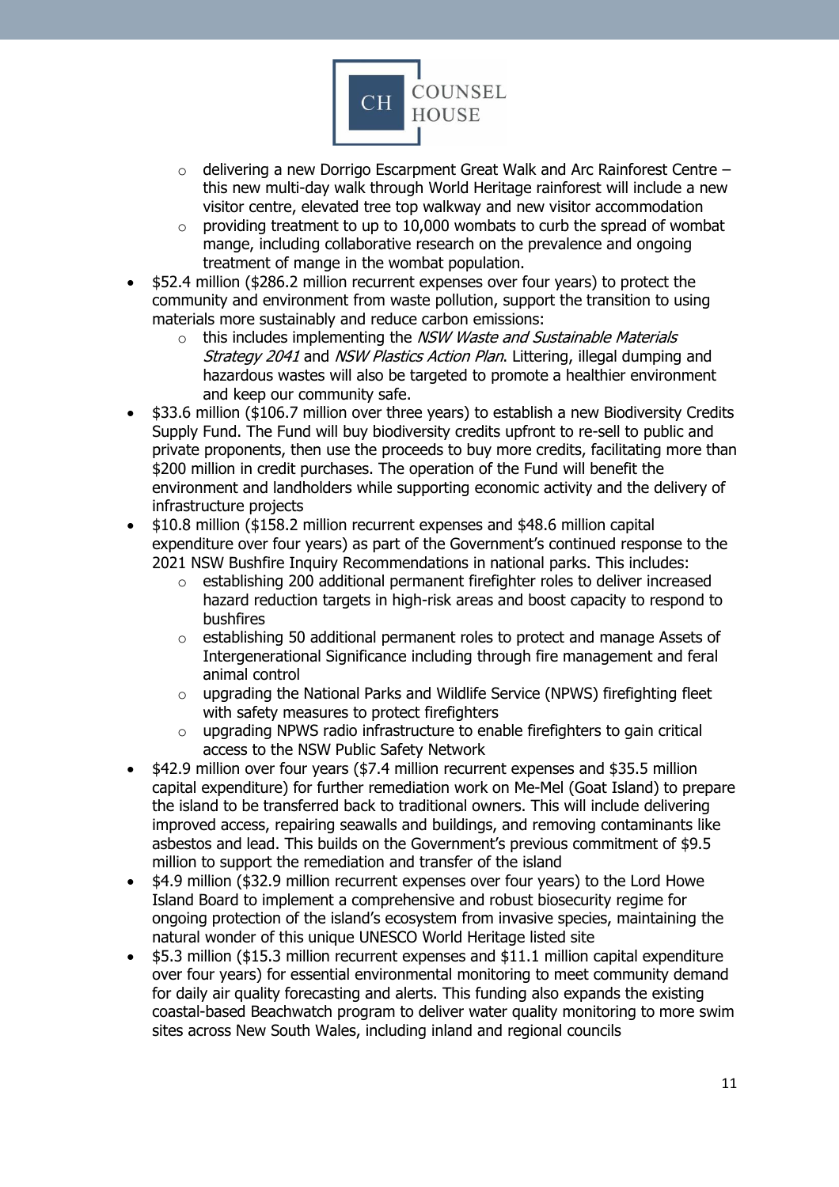- delivering a new Dorrigo Escarpment Great Walk and Arc Rainforest Centre – this new multi-day walk through World Heritage rainforest will include a new visitor centre, elevated tree top walkway and new visitor accommodation
  - providing treatment to up to 10,000 wombats to curb the spread of wombat mange, including collaborative research on the prevalence and ongoing treatment of mange in the wombat population.
- $52.4 million ($286.2 million recurrent expenses over four years) to protect the community and environment from waste pollution, support the transition to using materials more sustainably and reduce carbon emissions:
  - this includes implementing the *NSW Waste and Sustainable Materials Strategy 2041* and *NSW Plastics Action Plan*. Littering, illegal dumping and hazardous wastes will also be targeted to promote a healthier environment and keep our community safe.
- $33.6 million ($106.7 million over three years) to establish a new Biodiversity Credits Supply Fund. The Fund will buy biodiversity credits upfront to re-sell to public and private proponents, then use the proceeds to buy more credits, facilitating more than $200 million in credit purchases. The operation of the Fund will benefit the environment and landholders while supporting economic activity and the delivery of infrastructure projects
- $10.8 million ($158.2 million recurrent expenses and $48.6 million capital expenditure over four years) as part of the Government's continued response to the 2021 NSW Bushfire Inquiry Recommendations in national parks. This includes:
  - establishing 200 additional permanent firefighter roles to deliver increased hazard reduction targets in high-risk areas and boost capacity to respond to bushfires
  - establishing 50 additional permanent roles to protect and manage Assets of Intergenerational Significance including through fire management and feral animal control
  - upgrading the National Parks and Wildlife Service (NPWS) firefighting fleet with safety measures to protect firefighters
  - upgrading NPWS radio infrastructure to enable firefighters to gain critical access to the NSW Public Safety Network
- $42.9 million over four years ($7.4 million recurrent expenses and $35.5 million capital expenditure) for further remediation work on Me-Mel (Goat Island) to prepare the island to be transferred back to traditional owners. This will include delivering improved access, repairing seawalls and buildings, and removing contaminants like asbestos and lead. This builds on the Government's previous commitment of $9.5 million to support the remediation and transfer of the island
- $4.9 million ($32.9 million recurrent expenses over four years) to the Lord Howe Island Board to implement a comprehensive and robust biosecurity regime for ongoing protection of the island's ecosystem from invasive species, maintaining the natural wonder of this unique UNESCO World Heritage listed site
- $5.3 million ($15.3 million recurrent expenses and $11.1 million capital expenditure over four years) for essential environmental monitoring to meet community demand for daily air quality forecasting and alerts. This funding also expands the existing coastal-based Beachwatch program to deliver water quality monitoring to more swim sites across New South Wales, including inland and regional councils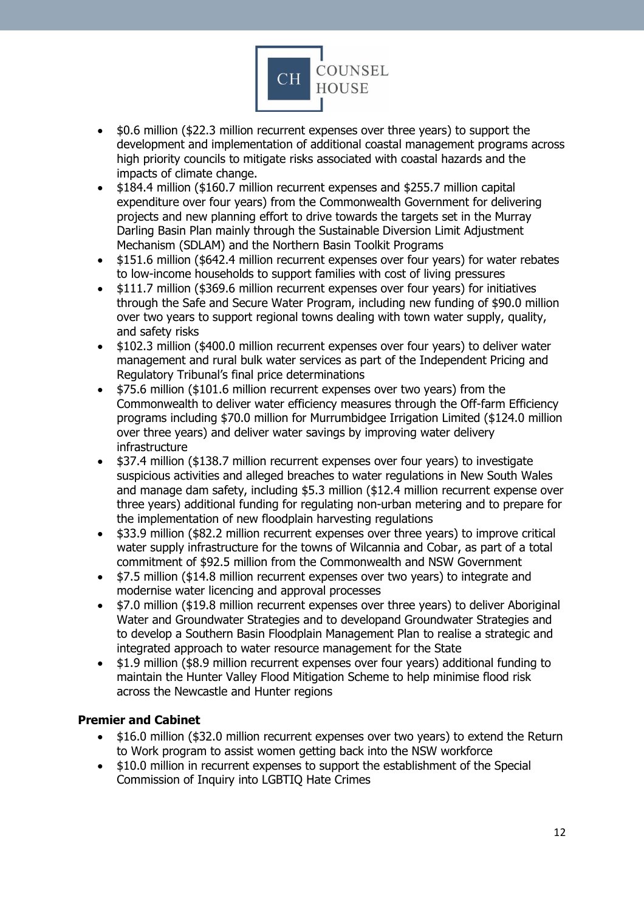- $0.6 million ($22.3 million recurrent expenses over three years) to support the development and implementation of additional coastal management programs across high priority councils to mitigate risks associated with coastal hazards and the impacts of climate change.
- $184.4 million ($160.7 million recurrent expenses and $255.7 million capital expenditure over four years) from the Commonwealth Government for delivering projects and new planning effort to drive towards the targets set in the Murray Darling Basin Plan mainly through the Sustainable Diversion Limit Adjustment Mechanism (SDLAM) and the Northern Basin Toolkit Programs
- $151.6 million ($642.4 million recurrent expenses over four years) for water rebates to low-income households to support families with cost of living pressures
- $111.7 million ($369.6 million recurrent expenses over four years) for initiatives through the Safe and Secure Water Program, including new funding of $90.0 million over two years to support regional towns dealing with town water supply, quality, and safety risks
- $102.3 million ($400.0 million recurrent expenses over four years) to deliver water management and rural bulk water services as part of the Independent Pricing and Regulatory Tribunal's final price determinations
- $75.6 million ($101.6 million recurrent expenses over two years) from the Commonwealth to deliver water efficiency measures through the Off-farm Efficiency programs including $70.0 million for Murrumbidgee Irrigation Limited ($124.0 million over three years) and deliver water savings by improving water delivery infrastructure
- $37.4 million ($138.7 million recurrent expenses over four years) to investigate suspicious activities and alleged breaches to water regulations in New South Wales and manage dam safety, including $5.3 million ($12.4 million recurrent expense over three years) additional funding for regulating non-urban metering and to prepare for the implementation of new floodplain harvesting regulations
- $33.9 million ($82.2 million recurrent expenses over three years) to improve critical water supply infrastructure for the towns of Wilcannia and Cobar, as part of a total commitment of $92.5 million from the Commonwealth and NSW Government
- $7.5 million ($14.8 million recurrent expenses over two years) to integrate and modernise water licencing and approval processes
- $7.0 million ($19.8 million recurrent expenses over three years) to deliver Aboriginal Water and Groundwater Strategies and to developand Groundwater Strategies and to develop a Southern Basin Floodplain Management Plan to realise a strategic and integrated approach to water resource management for the State
- $1.9 million ($8.9 million recurrent expenses over four years) additional funding to maintain the Hunter Valley Flood Mitigation Scheme to help minimise flood risk across the Newcastle and Hunter regions

**Premier and Cabinet**

- $16.0 million ($32.0 million recurrent expenses over two years) to extend the Return to Work program to assist women getting back into the NSW workforce
- $10.0 million in recurrent expenses to support the establishment of the Special Commission of Inquiry into LGBTIQ Hate Crimes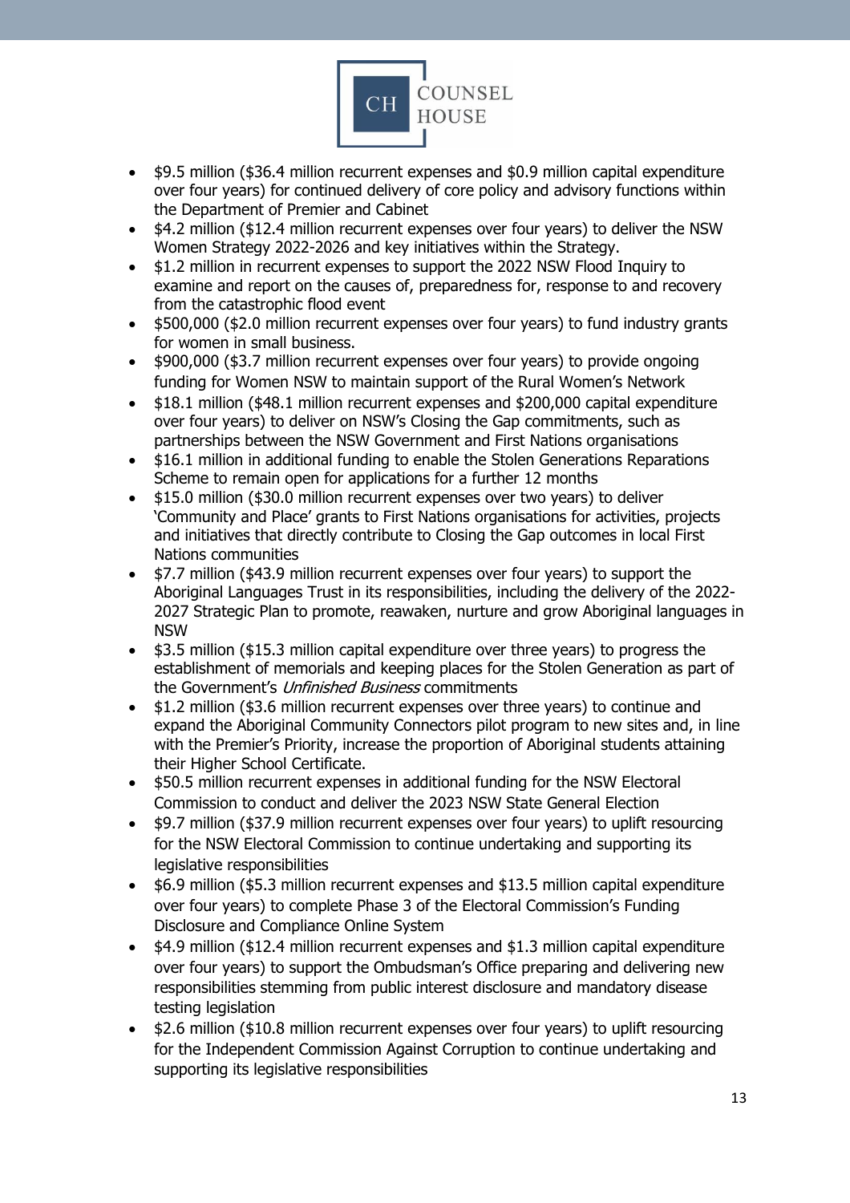- $9.5 million ($36.4 million recurrent expenses and $0.9 million capital expenditure over four years) for continued delivery of core policy and advisory functions within the Department of Premier and Cabinet
- $4.2 million ($12.4 million recurrent expenses over four years) to deliver the NSW Women Strategy 2022-2026 and key initiatives within the Strategy.
- $1.2 million in recurrent expenses to support the 2022 NSW Flood Inquiry to examine and report on the causes of, preparedness for, response to and recovery from the catastrophic flood event
- $500,000 ($2.0 million recurrent expenses over four years) to fund industry grants for women in small business.
- $900,000 ($3.7 million recurrent expenses over four years) to provide ongoing funding for Women NSW to maintain support of the Rural Women's Network
- $18.1 million ($48.1 million recurrent expenses and $200,000 capital expenditure over four years) to deliver on NSW's Closing the Gap commitments, such as partnerships between the NSW Government and First Nations organisations
- $16.1 million in additional funding to enable the Stolen Generations Reparations Scheme to remain open for applications for a further 12 months
- $15.0 million ($30.0 million recurrent expenses over two years) to deliver 'Community and Place' grants to First Nations organisations for activities, projects and initiatives that directly contribute to Closing the Gap outcomes in local First Nations communities
- $7.7 million ($43.9 million recurrent expenses over four years) to support the Aboriginal Languages Trust in its responsibilities, including the delivery of the 2022-2027 Strategic Plan to promote, reawaken, nurture and grow Aboriginal languages in NSW
- $3.5 million ($15.3 million capital expenditure over three years) to progress the establishment of memorials and keeping places for the Stolen Generation as part of the Government's *Unfinished Business* commitments
- $1.2 million ($3.6 million recurrent expenses over three years) to continue and expand the Aboriginal Community Connectors pilot program to new sites and, in line with the Premier's Priority, increase the proportion of Aboriginal students attaining their Higher School Certificate.
- $50.5 million recurrent expenses in additional funding for the NSW Electoral Commission to conduct and deliver the 2023 NSW State General Election
- $9.7 million ($37.9 million recurrent expenses over four years) to uplift resourcing for the NSW Electoral Commission to continue undertaking and supporting its legislative responsibilities
- $6.9 million ($5.3 million recurrent expenses and $13.5 million capital expenditure over four years) to complete Phase 3 of the Electoral Commission's Funding Disclosure and Compliance Online System
- $4.9 million ($12.4 million recurrent expenses and $1.3 million capital expenditure over four years) to support the Ombudsman's Office preparing and delivering new responsibilities stemming from public interest disclosure and mandatory disease testing legislation
- $2.6 million ($10.8 million recurrent expenses over four years) to uplift resourcing for the Independent Commission Against Corruption to continue undertaking and supporting its legislative responsibilities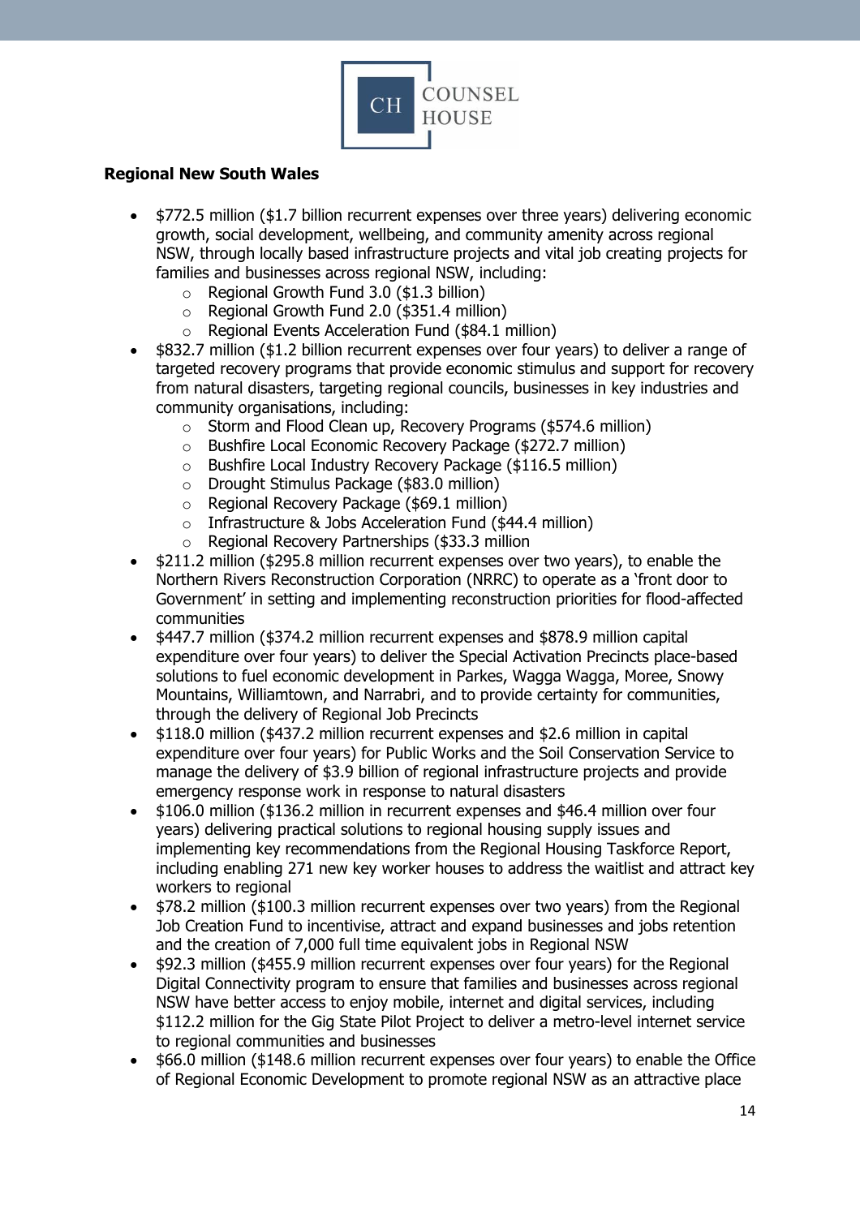**Regional New South Wales**

- $772.5 million ($1.7 billion recurrent expenses over three years) delivering economic growth, social development, wellbeing, and community amenity across regional NSW, through locally based infrastructure projects and vital job creating projects for families and businesses across regional NSW, including:
    - Regional Growth Fund 3.0 ($1.3 billion)
    - Regional Growth Fund 2.0 ($351.4 million)
    - Regional Events Acceleration Fund ($84.1 million)
- $832.7 million ($1.2 billion recurrent expenses over four years) to deliver a range of targeted recovery programs that provide economic stimulus and support for recovery from natural disasters, targeting regional councils, businesses in key industries and community organisations, including:
    - Storm and Flood Clean up, Recovery Programs ($574.6 million)
    - Bushfire Local Economic Recovery Package ($272.7 million)
    - Bushfire Local Industry Recovery Package ($116.5 million)
    - Drought Stimulus Package ($83.0 million)
    - Regional Recovery Package ($69.1 million)
    - Infrastructure & Jobs Acceleration Fund ($44.4 million)
    - Regional Recovery Partnerships ($33.3 million
- $211.2 million ($295.8 million recurrent expenses over two years), to enable the Northern Rivers Reconstruction Corporation (NRRC) to operate as a 'front door to Government' in setting and implementing reconstruction priorities for flood-affected communities
- $447.7 million ($374.2 million recurrent expenses and $878.9 million capital expenditure over four years) to deliver the Special Activation Precincts place-based solutions to fuel economic development in Parkes, Wagga Wagga, Moree, Snowy Mountains, Williamtown, and Narrabri, and to provide certainty for communities, through the delivery of Regional Job Precincts
- $118.0 million ($437.2 million recurrent expenses and $2.6 million in capital expenditure over four years) for Public Works and the Soil Conservation Service to manage the delivery of $3.9 billion of regional infrastructure projects and provide emergency response work in response to natural disasters
- $106.0 million ($136.2 million in recurrent expenses and $46.4 million over four years) delivering practical solutions to regional housing supply issues and implementing key recommendations from the Regional Housing Taskforce Report, including enabling 271 new key worker houses to address the waitlist and attract key workers to regional
- $78.2 million ($100.3 million recurrent expenses over two years) from the Regional Job Creation Fund to incentivise, attract and expand businesses and jobs retention and the creation of 7,000 full time equivalent jobs in Regional NSW
- $92.3 million ($455.9 million recurrent expenses over four years) for the Regional Digital Connectivity program to ensure that families and businesses across regional NSW have better access to enjoy mobile, internet and digital services, including $112.2 million for the Gig State Pilot Project to deliver a metro-level internet service to regional communities and businesses
- $66.0 million ($148.6 million recurrent expenses over four years) to enable the Office of Regional Economic Development to promote regional NSW as an attractive place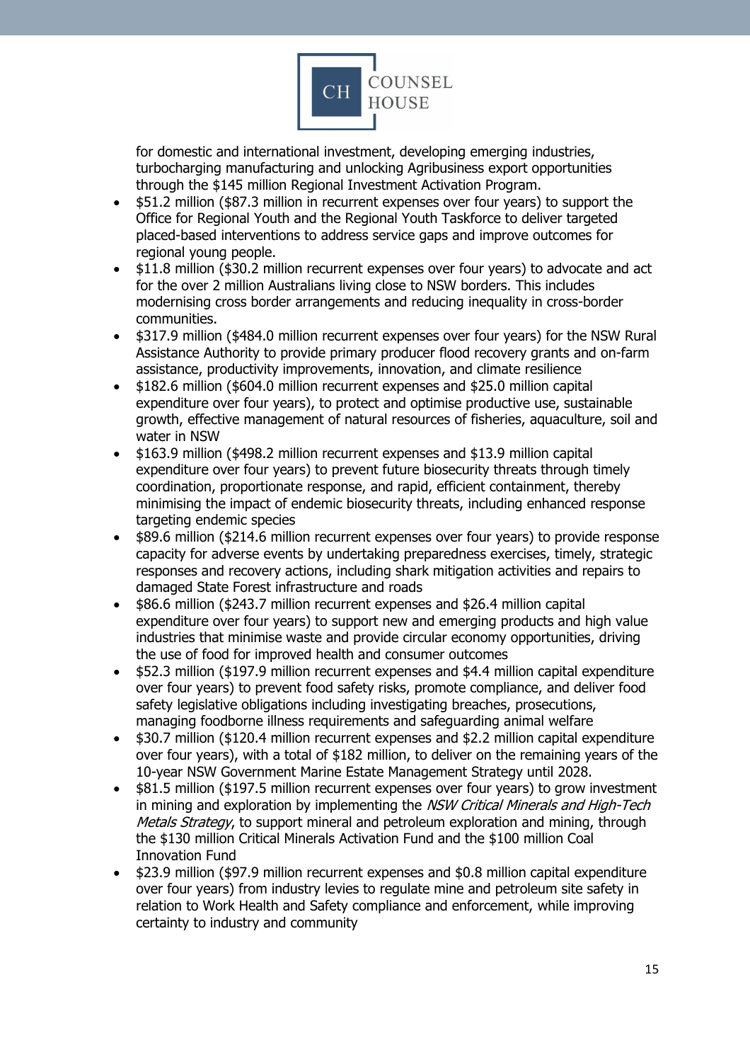for domestic and international investment, developing emerging industries, turbocharging manufacturing and unlocking Agribusiness export opportunities through the $145 million Regional Investment Activation Program.

- $51.2 million ($87.3 million in recurrent expenses over four years) to support the Office for Regional Youth and the Regional Youth Taskforce to deliver targeted placed-based interventions to address service gaps and improve outcomes for regional young people.
- $11.8 million ($30.2 million recurrent expenses over four years) to advocate and act for the over 2 million Australians living close to NSW borders. This includes modernising cross border arrangements and reducing inequality in cross-border communities.
- $317.9 million ($484.0 million recurrent expenses over four years) for the NSW Rural Assistance Authority to provide primary producer flood recovery grants and on-farm assistance, productivity improvements, innovation, and climate resilience
- $182.6 million ($604.0 million recurrent expenses and $25.0 million capital expenditure over four years), to protect and optimise productive use, sustainable growth, effective management of natural resources of fisheries, aquaculture, soil and water in NSW
- $163.9 million ($498.2 million recurrent expenses and $13.9 million capital expenditure over four years) to prevent future biosecurity threats through timely coordination, proportionate response, and rapid, efficient containment, thereby minimising the impact of endemic biosecurity threats, including enhanced response targeting endemic species
- $89.6 million ($214.6 million recurrent expenses over four years) to provide response capacity for adverse events by undertaking preparedness exercises, timely, strategic responses and recovery actions, including shark mitigation activities and repairs to damaged State Forest infrastructure and roads
- $86.6 million ($243.7 million recurrent expenses and $26.4 million capital expenditure over four years) to support new and emerging products and high value industries that minimise waste and provide circular economy opportunities, driving the use of food for improved health and consumer outcomes
- $52.3 million ($197.9 million recurrent expenses and $4.4 million capital expenditure over four years) to prevent food safety risks, promote compliance, and deliver food safety legislative obligations including investigating breaches, prosecutions, managing foodborne illness requirements and safeguarding animal welfare
- $30.7 million ($120.4 million recurrent expenses and $2.2 million capital expenditure over four years), with a total of $182 million, to deliver on the remaining years of the 10-year NSW Government Marine Estate Management Strategy until 2028.
- $81.5 million ($197.5 million recurrent expenses over four years) to grow investment in mining and exploration by implementing the *NSW Critical Minerals and High-Tech Metals Strategy*, to support mineral and petroleum exploration and mining, through the $130 million Critical Minerals Activation Fund and the $100 million Coal Innovation Fund
- $23.9 million ($97.9 million recurrent expenses and $0.8 million capital expenditure over four years) from industry levies to regulate mine and petroleum site safety in relation to Work Health and Safety compliance and enforcement, while improving certainty to industry and community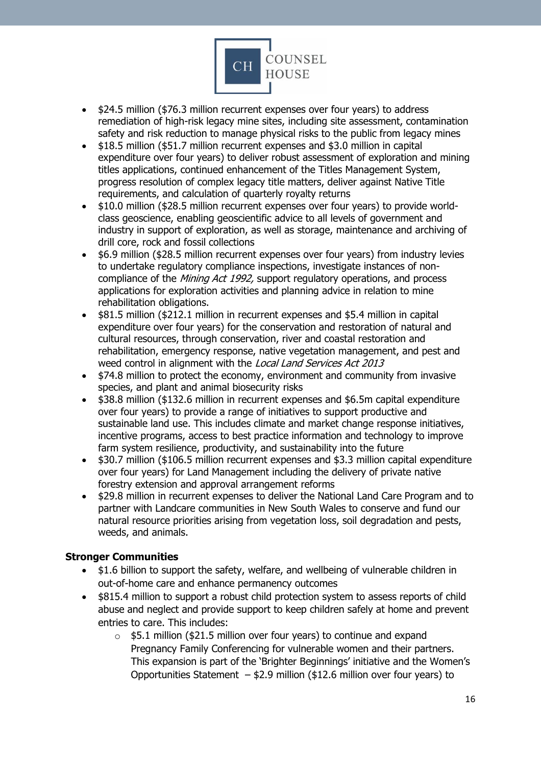- $24.5 million ($76.3 million recurrent expenses over four years) to address remediation of high-risk legacy mine sites, including site assessment, contamination safety and risk reduction to manage physical risks to the public from legacy mines
- $18.5 million ($51.7 million recurrent expenses and $3.0 million in capital expenditure over four years) to deliver robust assessment of exploration and mining titles applications, continued enhancement of the Titles Management System, progress resolution of complex legacy title matters, deliver against Native Title requirements, and calculation of quarterly royalty returns
- $10.0 million ($28.5 million recurrent expenses over four years) to provide world-class geoscience, enabling geoscientific advice to all levels of government and industry in support of exploration, as well as storage, maintenance and archiving of drill core, rock and fossil collections
- $6.9 million ($28.5 million recurrent expenses over four years) from industry levies to undertake regulatory compliance inspections, investigate instances of non-compliance of the *Mining Act 1992,* support regulatory operations, and process applications for exploration activities and planning advice in relation to mine rehabilitation obligations.
- $81.5 million ($212.1 million in recurrent expenses and $5.4 million in capital expenditure over four years) for the conservation and restoration of natural and cultural resources, through conservation, river and coastal restoration and rehabilitation, emergency response, native vegetation management, and pest and weed control in alignment with the *Local Land Services Act 2013*
- $74.8 million to protect the economy, environment and community from invasive species, and plant and animal biosecurity risks
- $38.8 million ($132.6 million in recurrent expenses and $6.5m capital expenditure over four years) to provide a range of initiatives to support productive and sustainable land use. This includes climate and market change response initiatives, incentive programs, access to best practice information and technology to improve farm system resilience, productivity, and sustainability into the future
- $30.7 million ($106.5 million recurrent expenses and $3.3 million capital expenditure over four years) for Land Management including the delivery of private native forestry extension and approval arrangement reforms
- $29.8 million in recurrent expenses to deliver the National Land Care Program and to partner with Landcare communities in New South Wales to conserve and fund our natural resource priorities arising from vegetation loss, soil degradation and pests, weeds, and animals.

**Stronger Communities**

- $1.6 billion to support the safety, welfare, and wellbeing of vulnerable children in out-of-home care and enhance permanency outcomes
- $815.4 million to support a robust child protection system to assess reports of child abuse and neglect and provide support to keep children safely at home and prevent entries to care. This includes:
  - $5.1 million ($21.5 million over four years) to continue and expand Pregnancy Family Conferencing for vulnerable women and their partners. This expansion is part of the 'Brighter Beginnings' initiative and the Women's Opportunities Statement – $2.9 million ($12.6 million over four years) to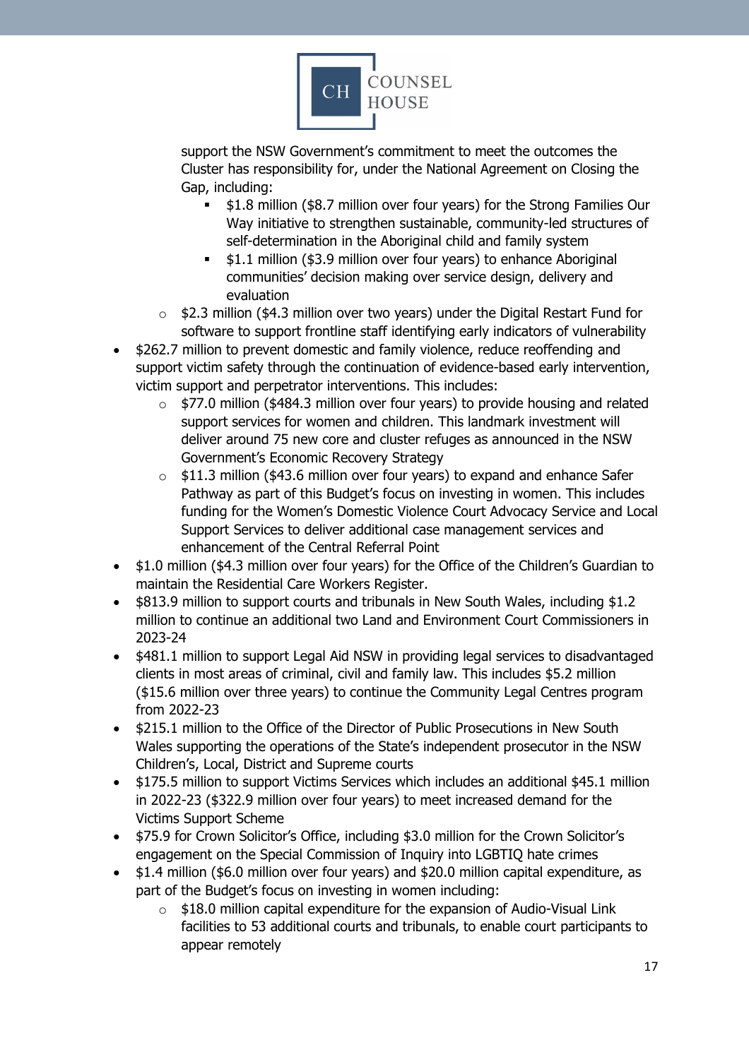support the NSW Government's commitment to meet the outcomes the Cluster has responsibility for, under the National Agreement on Closing the Gap, including:
    - $1.8 million ($8.7 million over four years) for the Strong Families Our Way initiative to strengthen sustainable, community-led structures of self-determination in the Aboriginal child and family system
    - $1.1 million ($3.9 million over four years) to enhance Aboriginal communities' decision making over service design, delivery and evaluation
  - $2.3 million ($4.3 million over two years) under the Digital Restart Fund for software to support frontline staff identifying early indicators of vulnerability
- $262.7 million to prevent domestic and family violence, reduce reoffending and support victim safety through the continuation of evidence-based early intervention, victim support and perpetrator interventions. This includes:
  - $77.0 million ($484.3 million over four years) to provide housing and related support services for women and children. This landmark investment will deliver around 75 new core and cluster refuges as announced in the NSW Government's Economic Recovery Strategy
  - $11.3 million ($43.6 million over four years) to expand and enhance Safer Pathway as part of this Budget's focus on investing in women. This includes funding for the Women's Domestic Violence Court Advocacy Service and Local Support Services to deliver additional case management services and enhancement of the Central Referral Point
- $1.0 million ($4.3 million over four years) for the Office of the Children's Guardian to maintain the Residential Care Workers Register.
- $813.9 million to support courts and tribunals in New South Wales, including $1.2 million to continue an additional two Land and Environment Court Commissioners in 2023-24
- $481.1 million to support Legal Aid NSW in providing legal services to disadvantaged clients in most areas of criminal, civil and family law. This includes $5.2 million ($15.6 million over three years) to continue the Community Legal Centres program from 2022-23
- $215.1 million to the Office of the Director of Public Prosecutions in New South Wales supporting the operations of the State's independent prosecutor in the NSW Children's, Local, District and Supreme courts
- $175.5 million to support Victims Services which includes an additional $45.1 million in 2022-23 ($322.9 million over four years) to meet increased demand for the Victims Support Scheme
- $75.9 for Crown Solicitor's Office, including $3.0 million for the Crown Solicitor's engagement on the Special Commission of Inquiry into LGBTIQ hate crimes
- $1.4 million ($6.0 million over four years) and $20.0 million capital expenditure, as part of the Budget's focus on investing in women including:
  - $18.0 million capital expenditure for the expansion of Audio-Visual Link facilities to 53 additional courts and tribunals, to enable court participants to appear remotely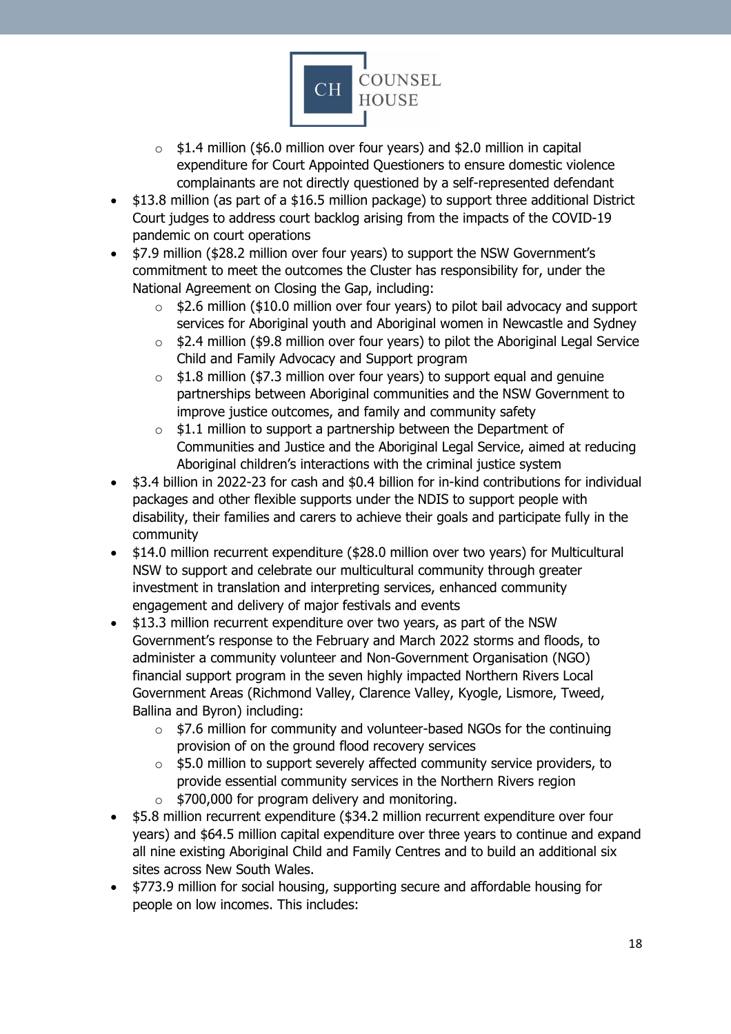- $1.4 million ($6.0 million over four years) and $2.0 million in capital expenditure for Court Appointed Questioners to ensure domestic violence complainants are not directly questioned by a self-represented defendant
- $13.8 million (as part of a $16.5 million package) to support three additional District Court judges to address court backlog arising from the impacts of the COVID-19 pandemic on court operations
- $7.9 million ($28.2 million over four years) to support the NSW Government's commitment to meet the outcomes the Cluster has responsibility for, under the National Agreement on Closing the Gap, including:
  - $2.6 million ($10.0 million over four years) to pilot bail advocacy and support services for Aboriginal youth and Aboriginal women in Newcastle and Sydney
  - $2.4 million ($9.8 million over four years) to pilot the Aboriginal Legal Service Child and Family Advocacy and Support program
  - $1.8 million ($7.3 million over four years) to support equal and genuine partnerships between Aboriginal communities and the NSW Government to improve justice outcomes, and family and community safety
  - $1.1 million to support a partnership between the Department of Communities and Justice and the Aboriginal Legal Service, aimed at reducing Aboriginal children's interactions with the criminal justice system
- $3.4 billion in 2022-23 for cash and $0.4 billion for in-kind contributions for individual packages and other flexible supports under the NDIS to support people with disability, their families and carers to achieve their goals and participate fully in the community
- $14.0 million recurrent expenditure ($28.0 million over two years) for Multicultural NSW to support and celebrate our multicultural community through greater investment in translation and interpreting services, enhanced community engagement and delivery of major festivals and events
- $13.3 million recurrent expenditure over two years, as part of the NSW Government's response to the February and March 2022 storms and floods, to administer a community volunteer and Non-Government Organisation (NGO) financial support program in the seven highly impacted Northern Rivers Local Government Areas (Richmond Valley, Clarence Valley, Kyogle, Lismore, Tweed, Ballina and Byron) including:
  - $7.6 million for community and volunteer-based NGOs for the continuing provision of on the ground flood recovery services
  - $5.0 million to support severely affected community service providers, to provide essential community services in the Northern Rivers region
  - $700,000 for program delivery and monitoring.
- $5.8 million recurrent expenditure ($34.2 million recurrent expenditure over four years) and $64.5 million capital expenditure over three years to continue and expand all nine existing Aboriginal Child and Family Centres and to build an additional six sites across New South Wales.
- $773.9 million for social housing, supporting secure and affordable housing for people on low incomes. This includes: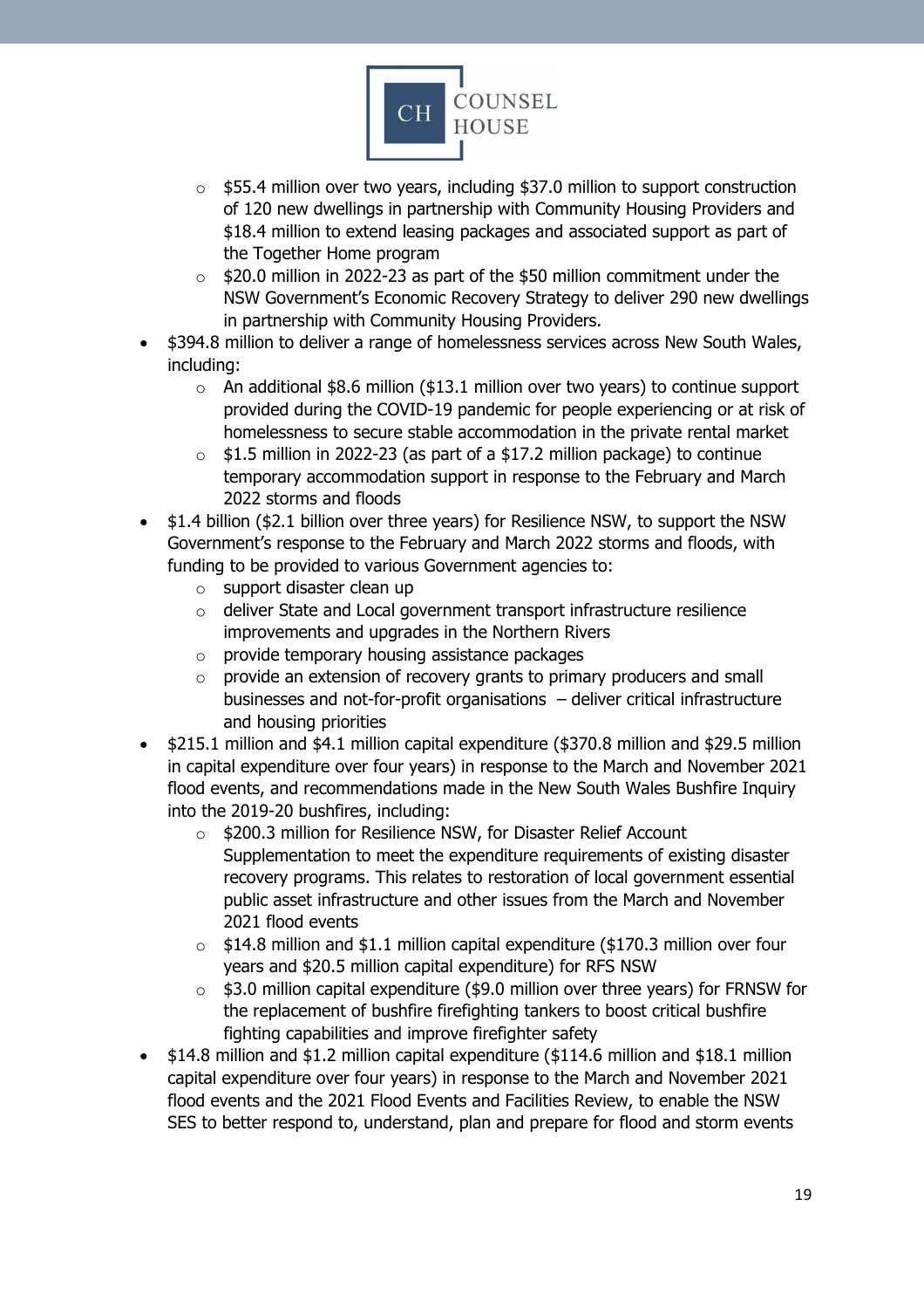- $55.4 million over two years, including $37.0 million to support construction of 120 new dwellings in partnership with Community Housing Providers and $18.4 million to extend leasing packages and associated support as part of the Together Home program
  - $20.0 million in 2022-23 as part of the $50 million commitment under the NSW Government's Economic Recovery Strategy to deliver 290 new dwellings in partnership with Community Housing Providers.
- $394.8 million to deliver a range of homelessness services across New South Wales, including:
  - An additional $8.6 million ($13.1 million over two years) to continue support provided during the COVID-19 pandemic for people experiencing or at risk of homelessness to secure stable accommodation in the private rental market
  - $1.5 million in 2022-23 (as part of a $17.2 million package) to continue temporary accommodation support in response to the February and March 2022 storms and floods
- $1.4 billion ($2.1 billion over three years) for Resilience NSW, to support the NSW Government's response to the February and March 2022 storms and floods, with funding to be provided to various Government agencies to:
  - support disaster clean up
  - deliver State and Local government transport infrastructure resilience improvements and upgrades in the Northern Rivers
  - provide temporary housing assistance packages
  - provide an extension of recovery grants to primary producers and small businesses and not-for-profit organisations – deliver critical infrastructure and housing priorities
- $215.1 million and $4.1 million capital expenditure ($370.8 million and $29.5 million in capital expenditure over four years) in response to the March and November 2021 flood events, and recommendations made in the New South Wales Bushfire Inquiry into the 2019-20 bushfires, including:
  - $200.3 million for Resilience NSW, for Disaster Relief Account Supplementation to meet the expenditure requirements of existing disaster recovery programs. This relates to restoration of local government essential public asset infrastructure and other issues from the March and November 2021 flood events
  - $14.8 million and $1.1 million capital expenditure ($170.3 million over four years and $20.5 million capital expenditure) for RFS NSW
  - $3.0 million capital expenditure ($9.0 million over three years) for FRNSW for the replacement of bushfire firefighting tankers to boost critical bushfire fighting capabilities and improve firefighter safety
- $14.8 million and $1.2 million capital expenditure ($114.6 million and $18.1 million capital expenditure over four years) in response to the March and November 2021 flood events and the 2021 Flood Events and Facilities Review, to enable the NSW SES to better respond to, understand, plan and prepare for flood and storm events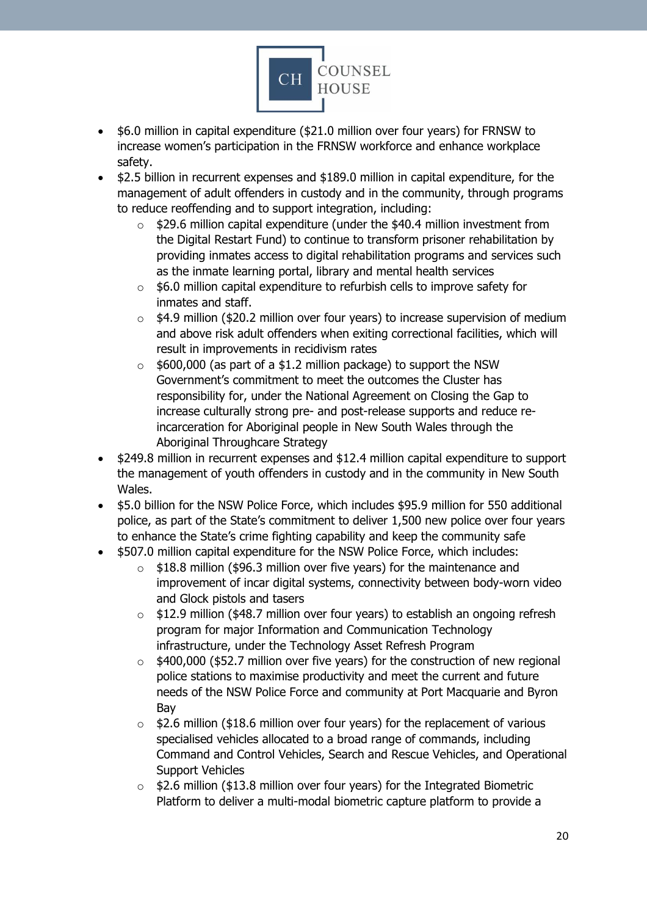- $6.0 million in capital expenditure ($21.0 million over four years) for FRNSW to increase women's participation in the FRNSW workforce and enhance workplace safety.
- $2.5 billion in recurrent expenses and $189.0 million in capital expenditure, for the management of adult offenders in custody and in the community, through programs to reduce reoffending and to support integration, including:
  - $29.6 million capital expenditure (under the $40.4 million investment from the Digital Restart Fund) to continue to transform prisoner rehabilitation by providing inmates access to digital rehabilitation programs and services such as the inmate learning portal, library and mental health services
  - $6.0 million capital expenditure to refurbish cells to improve safety for inmates and staff.
  - $4.9 million ($20.2 million over four years) to increase supervision of medium and above risk adult offenders when exiting correctional facilities, which will result in improvements in recidivism rates
  - $600,000 (as part of a $1.2 million package) to support the NSW Government's commitment to meet the outcomes the Cluster has responsibility for, under the National Agreement on Closing the Gap to increase culturally strong pre- and post-release supports and reduce re-incarceration for Aboriginal people in New South Wales through the Aboriginal Throughcare Strategy
- $249.8 million in recurrent expenses and $12.4 million capital expenditure to support the management of youth offenders in custody and in the community in New South Wales.
- $5.0 billion for the NSW Police Force, which includes $95.9 million for 550 additional police, as part of the State's commitment to deliver 1,500 new police over four years to enhance the State's crime fighting capability and keep the community safe
- $507.0 million capital expenditure for the NSW Police Force, which includes:
  - $18.8 million ($96.3 million over five years) for the maintenance and improvement of incar digital systems, connectivity between body-worn video and Glock pistols and tasers
  - $12.9 million ($48.7 million over four years) to establish an ongoing refresh program for major Information and Communication Technology infrastructure, under the Technology Asset Refresh Program
  - $400,000 ($52.7 million over five years) for the construction of new regional police stations to maximise productivity and meet the current and future needs of the NSW Police Force and community at Port Macquarie and Byron Bay
  - $2.6 million ($18.6 million over four years) for the replacement of various specialised vehicles allocated to a broad range of commands, including Command and Control Vehicles, Search and Rescue Vehicles, and Operational Support Vehicles
  - $2.6 million ($13.8 million over four years) for the Integrated Biometric Platform to deliver a multi-modal biometric capture platform to provide a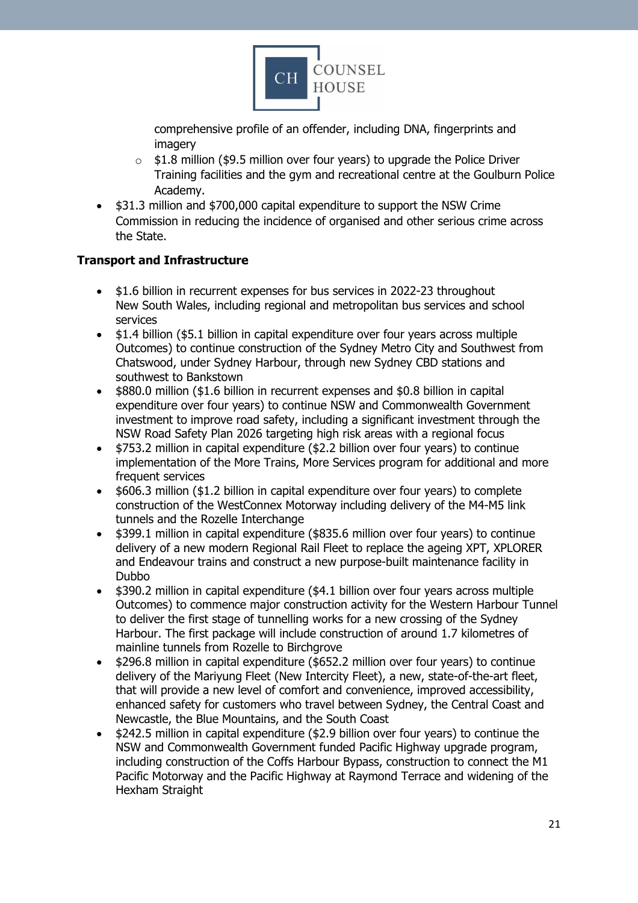comprehensive profile of an offender, including DNA, fingerprints and imagery
    - $1.8 million ($9.5 million over four years) to upgrade the Police Driver Training facilities and the gym and recreational centre at the Goulburn Police Academy.
- $31.3 million and $700,000 capital expenditure to support the NSW Crime Commission in reducing the incidence of organised and other serious crime across the State.

**Transport and Infrastructure**

- $1.6 billion in recurrent expenses for bus services in 2022-23 throughout New South Wales, including regional and metropolitan bus services and school services
- $1.4 billion ($5.1 billion in capital expenditure over four years across multiple Outcomes) to continue construction of the Sydney Metro City and Southwest from Chatswood, under Sydney Harbour, through new Sydney CBD stations and southwest to Bankstown
- $880.0 million ($1.6 billion in recurrent expenses and $0.8 billion in capital expenditure over four years) to continue NSW and Commonwealth Government investment to improve road safety, including a significant investment through the NSW Road Safety Plan 2026 targeting high risk areas with a regional focus
- $753.2 million in capital expenditure ($2.2 billion over four years) to continue implementation of the More Trains, More Services program for additional and more frequent services
- $606.3 million ($1.2 billion in capital expenditure over four years) to complete construction of the WestConnex Motorway including delivery of the M4-M5 link tunnels and the Rozelle Interchange
- $399.1 million in capital expenditure ($835.6 million over four years) to continue delivery of a new modern Regional Rail Fleet to replace the ageing XPT, XPLORER and Endeavour trains and construct a new purpose-built maintenance facility in Dubbo
- $390.2 million in capital expenditure ($4.1 billion over four years across multiple Outcomes) to commence major construction activity for the Western Harbour Tunnel to deliver the first stage of tunnelling works for a new crossing of the Sydney Harbour. The first package will include construction of around 1.7 kilometres of mainline tunnels from Rozelle to Birchgrove
- $296.8 million in capital expenditure ($652.2 million over four years) to continue delivery of the Mariyung Fleet (New Intercity Fleet), a new, state-of-the-art fleet, that will provide a new level of comfort and convenience, improved accessibility, enhanced safety for customers who travel between Sydney, the Central Coast and Newcastle, the Blue Mountains, and the South Coast
- $242.5 million in capital expenditure ($2.9 billion over four years) to continue the NSW and Commonwealth Government funded Pacific Highway upgrade program, including construction of the Coffs Harbour Bypass, construction to connect the M1 Pacific Motorway and the Pacific Highway at Raymond Terrace and widening of the Hexham Straight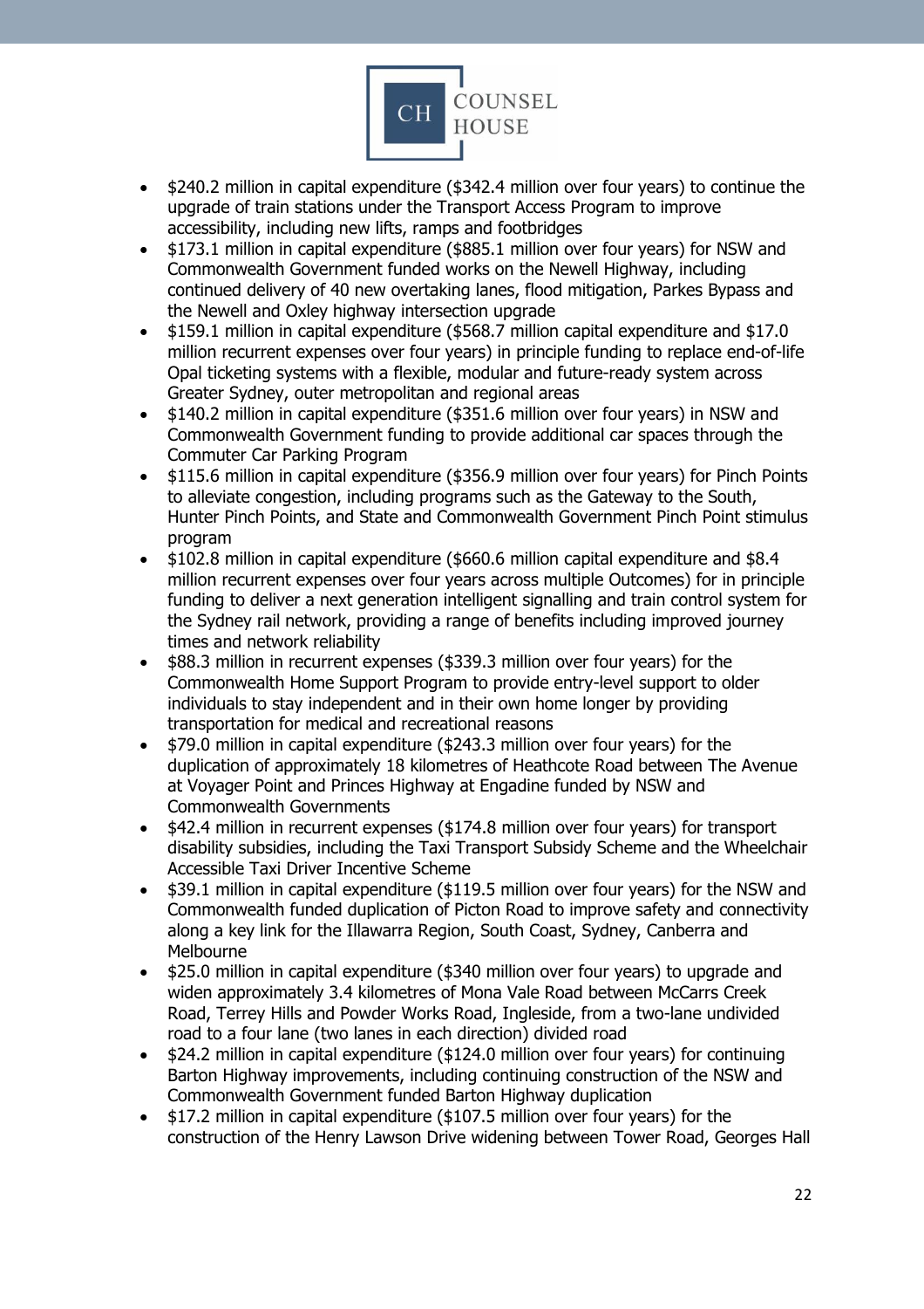- $240.2 million in capital expenditure ($342.4 million over four years) to continue the upgrade of train stations under the Transport Access Program to improve accessibility, including new lifts, ramps and footbridges
- $173.1 million in capital expenditure ($885.1 million over four years) for NSW and Commonwealth Government funded works on the Newell Highway, including continued delivery of 40 new overtaking lanes, flood mitigation, Parkes Bypass and the Newell and Oxley highway intersection upgrade
- $159.1 million in capital expenditure ($568.7 million capital expenditure and $17.0 million recurrent expenses over four years) in principle funding to replace end-of-life Opal ticketing systems with a flexible, modular and future-ready system across Greater Sydney, outer metropolitan and regional areas
- $140.2 million in capital expenditure ($351.6 million over four years) in NSW and Commonwealth Government funding to provide additional car spaces through the Commuter Car Parking Program
- $115.6 million in capital expenditure ($356.9 million over four years) for Pinch Points to alleviate congestion, including programs such as the Gateway to the South, Hunter Pinch Points, and State and Commonwealth Government Pinch Point stimulus program
- $102.8 million in capital expenditure ($660.6 million capital expenditure and $8.4 million recurrent expenses over four years across multiple Outcomes) for in principle funding to deliver a next generation intelligent signalling and train control system for the Sydney rail network, providing a range of benefits including improved journey times and network reliability
- $88.3 million in recurrent expenses ($339.3 million over four years) for the Commonwealth Home Support Program to provide entry-level support to older individuals to stay independent and in their own home longer by providing transportation for medical and recreational reasons
- $79.0 million in capital expenditure ($243.3 million over four years) for the duplication of approximately 18 kilometres of Heathcote Road between The Avenue at Voyager Point and Princes Highway at Engadine funded by NSW and Commonwealth Governments
- $42.4 million in recurrent expenses ($174.8 million over four years) for transport disability subsidies, including the Taxi Transport Subsidy Scheme and the Wheelchair Accessible Taxi Driver Incentive Scheme
- $39.1 million in capital expenditure ($119.5 million over four years) for the NSW and Commonwealth funded duplication of Picton Road to improve safety and connectivity along a key link for the Illawarra Region, South Coast, Sydney, Canberra and Melbourne
- $25.0 million in capital expenditure ($340 million over four years) to upgrade and widen approximately 3.4 kilometres of Mona Vale Road between McCarrs Creek Road, Terrey Hills and Powder Works Road, Ingleside, from a two-lane undivided road to a four lane (two lanes in each direction) divided road
- $24.2 million in capital expenditure ($124.0 million over four years) for continuing Barton Highway improvements, including continuing construction of the NSW and Commonwealth Government funded Barton Highway duplication
- $17.2 million in capital expenditure ($107.5 million over four years) for the construction of the Henry Lawson Drive widening between Tower Road, Georges Hall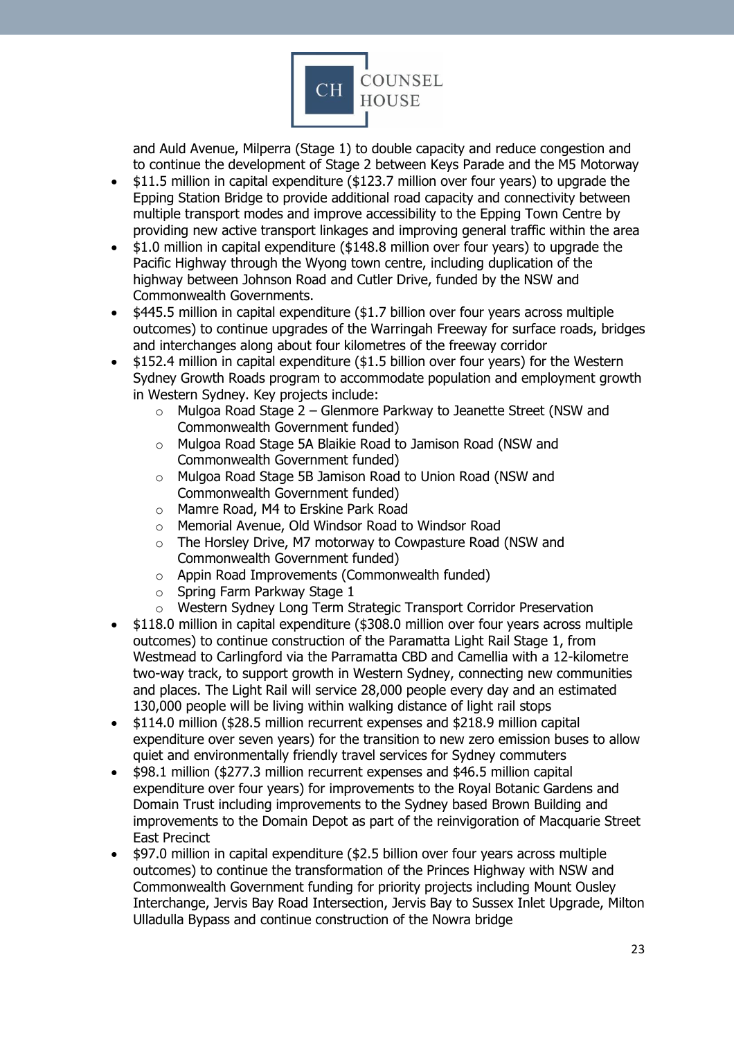and Auld Avenue, Milperra (Stage 1) to double capacity and reduce congestion and to continue the development of Stage 2 between Keys Parade and the M5 Motorway

- $11.5 million in capital expenditure ($123.7 million over four years) to upgrade the Epping Station Bridge to provide additional road capacity and connectivity between multiple transport modes and improve accessibility to the Epping Town Centre by providing new active transport linkages and improving general traffic within the area
- $1.0 million in capital expenditure ($148.8 million over four years) to upgrade the Pacific Highway through the Wyong town centre, including duplication of the highway between Johnson Road and Cutler Drive, funded by the NSW and Commonwealth Governments.
- $445.5 million in capital expenditure ($1.7 billion over four years across multiple outcomes) to continue upgrades of the Warringah Freeway for surface roads, bridges and interchanges along about four kilometres of the freeway corridor
- $152.4 million in capital expenditure ($1.5 billion over four years) for the Western Sydney Growth Roads program to accommodate population and employment growth in Western Sydney. Key projects include:
  - Mulgoa Road Stage 2 – Glenmore Parkway to Jeanette Street (NSW and Commonwealth Government funded)
  - Mulgoa Road Stage 5A Blaikie Road to Jamison Road (NSW and Commonwealth Government funded)
  - Mulgoa Road Stage 5B Jamison Road to Union Road (NSW and Commonwealth Government funded)
  - Mamre Road, M4 to Erskine Park Road
  - Memorial Avenue, Old Windsor Road to Windsor Road
  - The Horsley Drive, M7 motorway to Cowpasture Road (NSW and Commonwealth Government funded)
  - Appin Road Improvements (Commonwealth funded)
  - Spring Farm Parkway Stage 1
  - Western Sydney Long Term Strategic Transport Corridor Preservation
- $118.0 million in capital expenditure ($308.0 million over four years across multiple outcomes) to continue construction of the Paramatta Light Rail Stage 1, from Westmead to Carlingford via the Parramatta CBD and Camellia with a 12-kilometre two-way track, to support growth in Western Sydney, connecting new communities and places. The Light Rail will service 28,000 people every day and an estimated 130,000 people will be living within walking distance of light rail stops
- $114.0 million ($28.5 million recurrent expenses and $218.9 million capital expenditure over seven years) for the transition to new zero emission buses to allow quiet and environmentally friendly travel services for Sydney commuters
- $98.1 million ($277.3 million recurrent expenses and $46.5 million capital expenditure over four years) for improvements to the Royal Botanic Gardens and Domain Trust including improvements to the Sydney based Brown Building and improvements to the Domain Depot as part of the reinvigoration of Macquarie Street East Precinct
- $97.0 million in capital expenditure ($2.5 billion over four years across multiple outcomes) to continue the transformation of the Princes Highway with NSW and Commonwealth Government funding for priority projects including Mount Ousley Interchange, Jervis Bay Road Intersection, Jervis Bay to Sussex Inlet Upgrade, Milton Ulladulla Bypass and continue construction of the Nowra bridge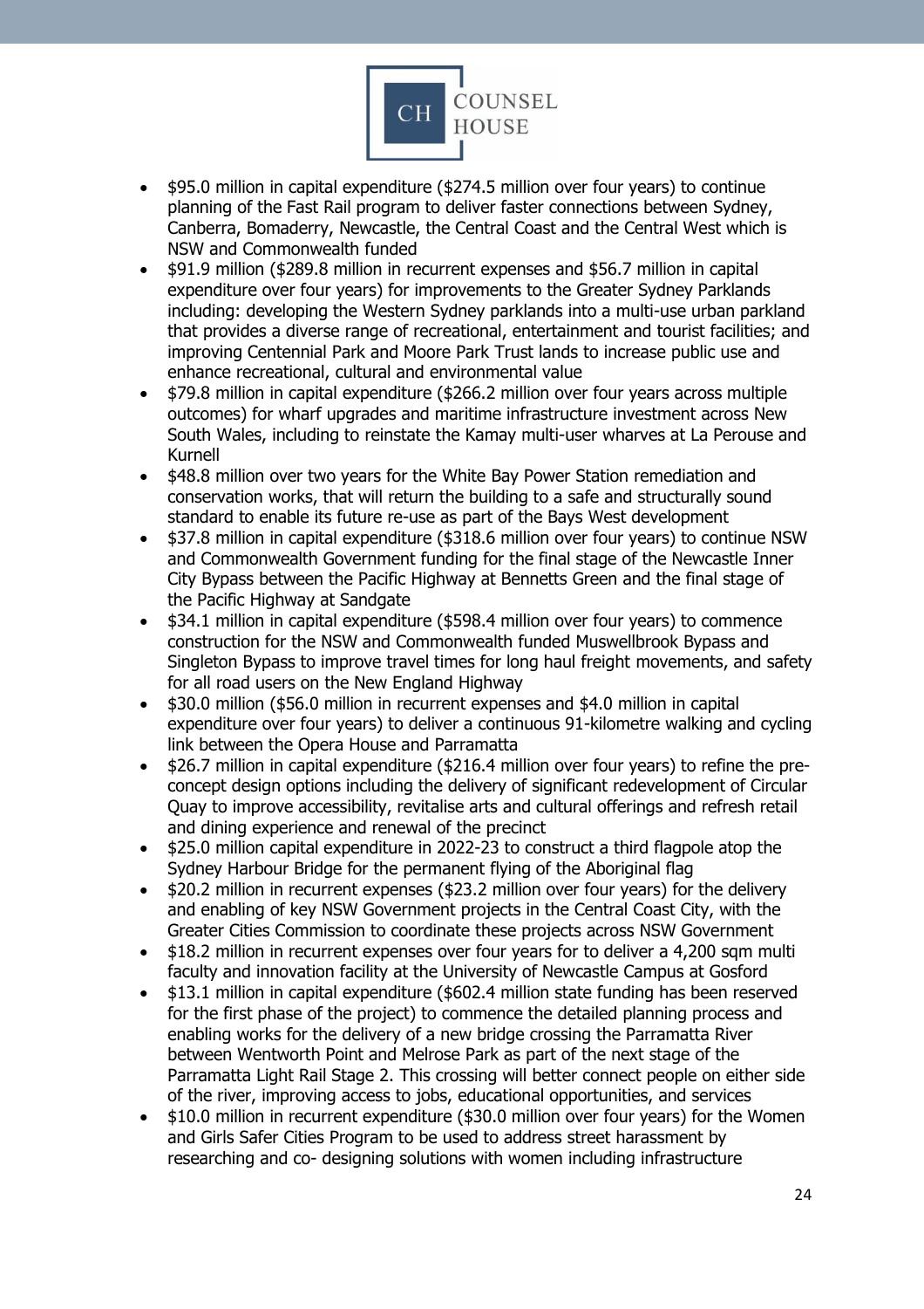- $95.0 million in capital expenditure ($274.5 million over four years) to continue planning of the Fast Rail program to deliver faster connections between Sydney, Canberra, Bomaderry, Newcastle, the Central Coast and the Central West which is NSW and Commonwealth funded
- $91.9 million ($289.8 million in recurrent expenses and $56.7 million in capital expenditure over four years) for improvements to the Greater Sydney Parklands including: developing the Western Sydney parklands into a multi-use urban parkland that provides a diverse range of recreational, entertainment and tourist facilities; and improving Centennial Park and Moore Park Trust lands to increase public use and enhance recreational, cultural and environmental value
- $79.8 million in capital expenditure ($266.2 million over four years across multiple outcomes) for wharf upgrades and maritime infrastructure investment across New South Wales, including to reinstate the Kamay multi-user wharves at La Perouse and Kurnell
- $48.8 million over two years for the White Bay Power Station remediation and conservation works, that will return the building to a safe and structurally sound standard to enable its future re-use as part of the Bays West development
- $37.8 million in capital expenditure ($318.6 million over four years) to continue NSW and Commonwealth Government funding for the final stage of the Newcastle Inner City Bypass between the Pacific Highway at Bennetts Green and the final stage of the Pacific Highway at Sandgate
- $34.1 million in capital expenditure ($598.4 million over four years) to commence construction for the NSW and Commonwealth funded Muswellbrook Bypass and Singleton Bypass to improve travel times for long haul freight movements, and safety for all road users on the New England Highway
- $30.0 million ($56.0 million in recurrent expenses and $4.0 million in capital expenditure over four years) to deliver a continuous 91-kilometre walking and cycling link between the Opera House and Parramatta
- $26.7 million in capital expenditure ($216.4 million over four years) to refine the pre-concept design options including the delivery of significant redevelopment of Circular Quay to improve accessibility, revitalise arts and cultural offerings and refresh retail and dining experience and renewal of the precinct
- $25.0 million capital expenditure in 2022-23 to construct a third flagpole atop the Sydney Harbour Bridge for the permanent flying of the Aboriginal flag
- $20.2 million in recurrent expenses ($23.2 million over four years) for the delivery and enabling of key NSW Government projects in the Central Coast City, with the Greater Cities Commission to coordinate these projects across NSW Government
- $18.2 million in recurrent expenses over four years for to deliver a 4,200 sqm multi faculty and innovation facility at the University of Newcastle Campus at Gosford
- $13.1 million in capital expenditure ($602.4 million state funding has been reserved for the first phase of the project) to commence the detailed planning process and enabling works for the delivery of a new bridge crossing the Parramatta River between Wentworth Point and Melrose Park as part of the next stage of the Parramatta Light Rail Stage 2. This crossing will better connect people on either side of the river, improving access to jobs, educational opportunities, and services
- $10.0 million in recurrent expenditure ($30.0 million over four years) for the Women and Girls Safer Cities Program to be used to address street harassment by researching and co- designing solutions with women including infrastructure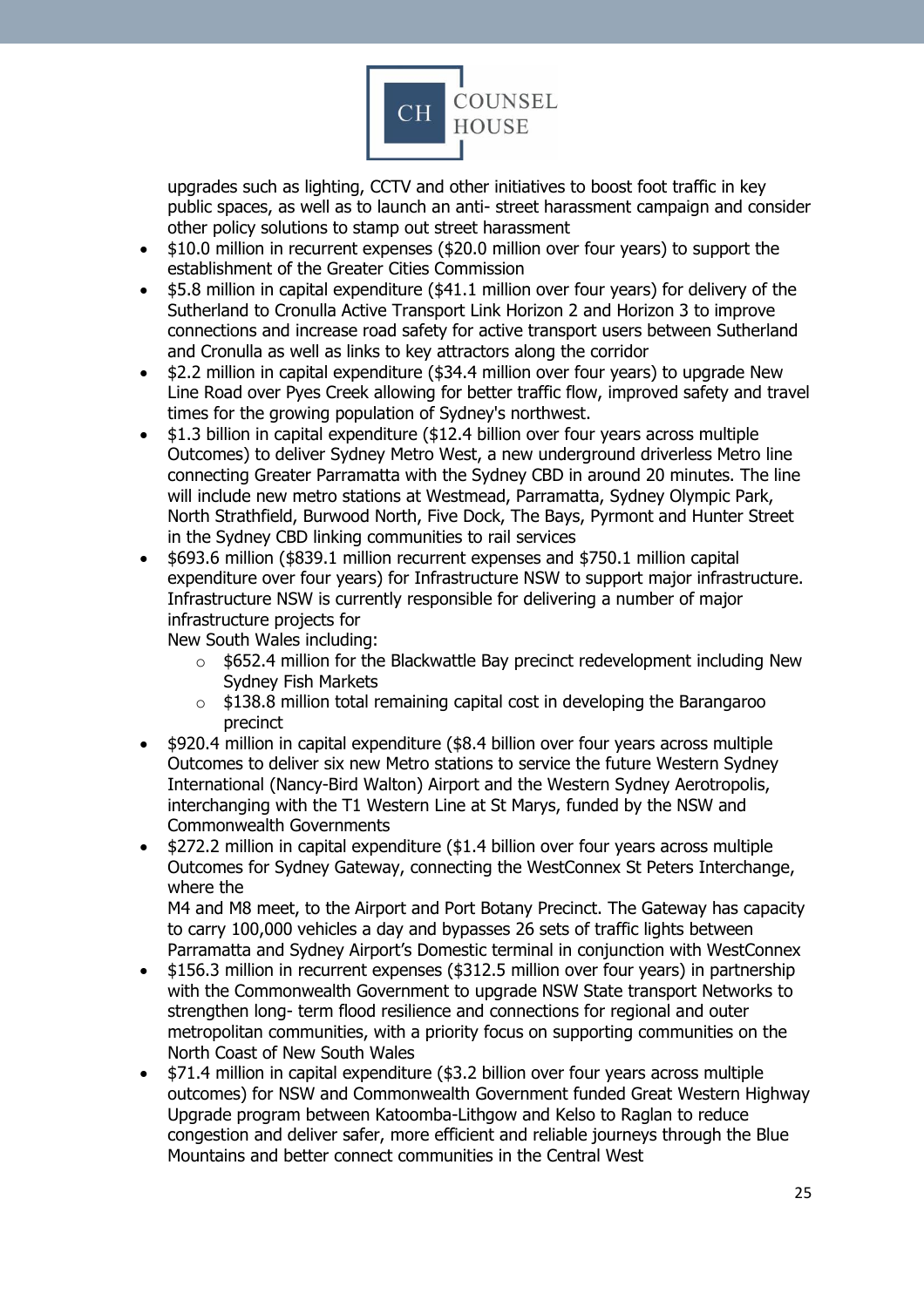upgrades such as lighting, CCTV and other initiatives to boost foot traffic in key public spaces, as well as to launch an anti- street harassment campaign and consider other policy solutions to stamp out street harassment

- $10.0 million in recurrent expenses ($20.0 million over four years) to support the establishment of the Greater Cities Commission
- $5.8 million in capital expenditure ($41.1 million over four years) for delivery of the Sutherland to Cronulla Active Transport Link Horizon 2 and Horizon 3 to improve connections and increase road safety for active transport users between Sutherland and Cronulla as well as links to key attractors along the corridor
- $2.2 million in capital expenditure ($34.4 million over four years) to upgrade New Line Road over Pyes Creek allowing for better traffic flow, improved safety and travel times for the growing population of Sydney's northwest.
- $1.3 billion in capital expenditure ($12.4 billion over four years across multiple Outcomes) to deliver Sydney Metro West, a new underground driverless Metro line connecting Greater Parramatta with the Sydney CBD in around 20 minutes. The line will include new metro stations at Westmead, Parramatta, Sydney Olympic Park, North Strathfield, Burwood North, Five Dock, The Bays, Pyrmont and Hunter Street in the Sydney CBD linking communities to rail services
- $693.6 million ($839.1 million recurrent expenses and $750.1 million capital expenditure over four years) for Infrastructure NSW to support major infrastructure. Infrastructure NSW is currently responsible for delivering a number of major infrastructure projects for
  New South Wales including:
  - $652.4 million for the Blackwattle Bay precinct redevelopment including New Sydney Fish Markets
  - $138.8 million total remaining capital cost in developing the Barangaroo precinct
- $920.4 million in capital expenditure ($8.4 billion over four years across multiple Outcomes to deliver six new Metro stations to service the future Western Sydney International (Nancy-Bird Walton) Airport and the Western Sydney Aerotropolis, interchanging with the T1 Western Line at St Marys, funded by the NSW and Commonwealth Governments
- $272.2 million in capital expenditure ($1.4 billion over four years across multiple Outcomes for Sydney Gateway, connecting the WestConnex St Peters Interchange, where the
  M4 and M8 meet, to the Airport and Port Botany Precinct. The Gateway has capacity to carry 100,000 vehicles a day and bypasses 26 sets of traffic lights between Parramatta and Sydney Airport's Domestic terminal in conjunction with WestConnex
- $156.3 million in recurrent expenses ($312.5 million over four years) in partnership with the Commonwealth Government to upgrade NSW State transport Networks to strengthen long- term flood resilience and connections for regional and outer metropolitan communities, with a priority focus on supporting communities on the North Coast of New South Wales
- $71.4 million in capital expenditure ($3.2 billion over four years across multiple outcomes) for NSW and Commonwealth Government funded Great Western Highway Upgrade program between Katoomba-Lithgow and Kelso to Raglan to reduce congestion and deliver safer, more efficient and reliable journeys through the Blue Mountains and better connect communities in the Central West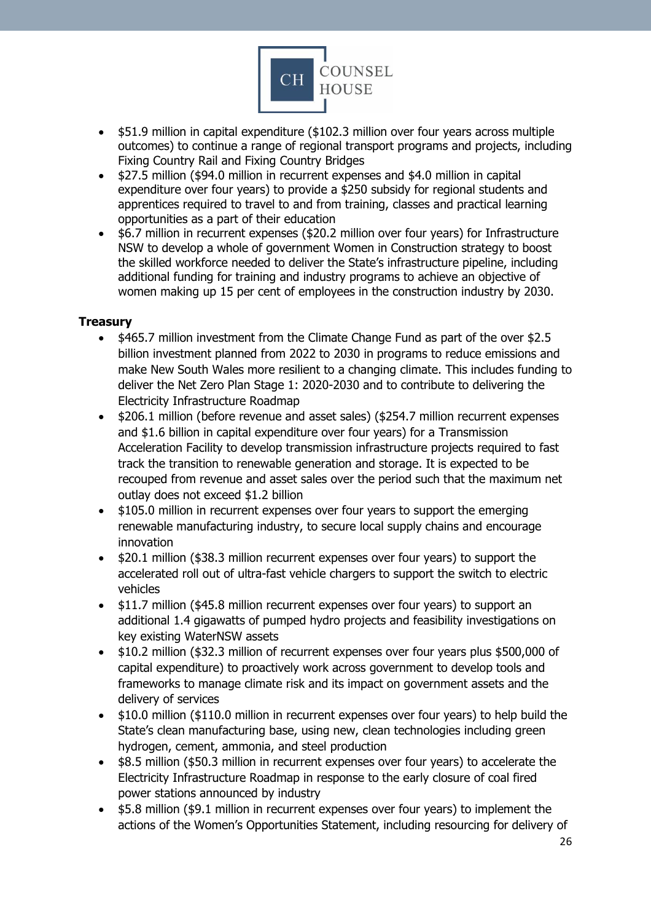- $51.9 million in capital expenditure ($102.3 million over four years across multiple outcomes) to continue a range of regional transport programs and projects, including Fixing Country Rail and Fixing Country Bridges
- $27.5 million ($94.0 million in recurrent expenses and $4.0 million in capital expenditure over four years) to provide a $250 subsidy for regional students and apprentices required to travel to and from training, classes and practical learning opportunities as a part of their education
- $6.7 million in recurrent expenses ($20.2 million over four years) for Infrastructure NSW to develop a whole of government Women in Construction strategy to boost the skilled workforce needed to deliver the State's infrastructure pipeline, including additional funding for training and industry programs to achieve an objective of women making up 15 per cent of employees in the construction industry by 2030.

**Treasury**

- $465.7 million investment from the Climate Change Fund as part of the over $2.5 billion investment planned from 2022 to 2030 in programs to reduce emissions and make New South Wales more resilient to a changing climate. This includes funding to deliver the Net Zero Plan Stage 1: 2020-2030 and to contribute to delivering the Electricity Infrastructure Roadmap
- $206.1 million (before revenue and asset sales) ($254.7 million recurrent expenses and $1.6 billion in capital expenditure over four years) for a Transmission Acceleration Facility to develop transmission infrastructure projects required to fast track the transition to renewable generation and storage. It is expected to be recouped from revenue and asset sales over the period such that the maximum net outlay does not exceed $1.2 billion
- $105.0 million in recurrent expenses over four years to support the emerging renewable manufacturing industry, to secure local supply chains and encourage innovation
- $20.1 million ($38.3 million recurrent expenses over four years) to support the accelerated roll out of ultra-fast vehicle chargers to support the switch to electric vehicles
- $11.7 million ($45.8 million recurrent expenses over four years) to support an additional 1.4 gigawatts of pumped hydro projects and feasibility investigations on key existing WaterNSW assets
- $10.2 million ($32.3 million of recurrent expenses over four years plus $500,000 of capital expenditure) to proactively work across government to develop tools and frameworks to manage climate risk and its impact on government assets and the delivery of services
- $10.0 million ($110.0 million in recurrent expenses over four years) to help build the State's clean manufacturing base, using new, clean technologies including green hydrogen, cement, ammonia, and steel production
- $8.5 million ($50.3 million in recurrent expenses over four years) to accelerate the Electricity Infrastructure Roadmap in response to the early closure of coal fired power stations announced by industry
- $5.8 million ($9.1 million in recurrent expenses over four years) to implement the actions of the Women's Opportunities Statement, including resourcing for delivery of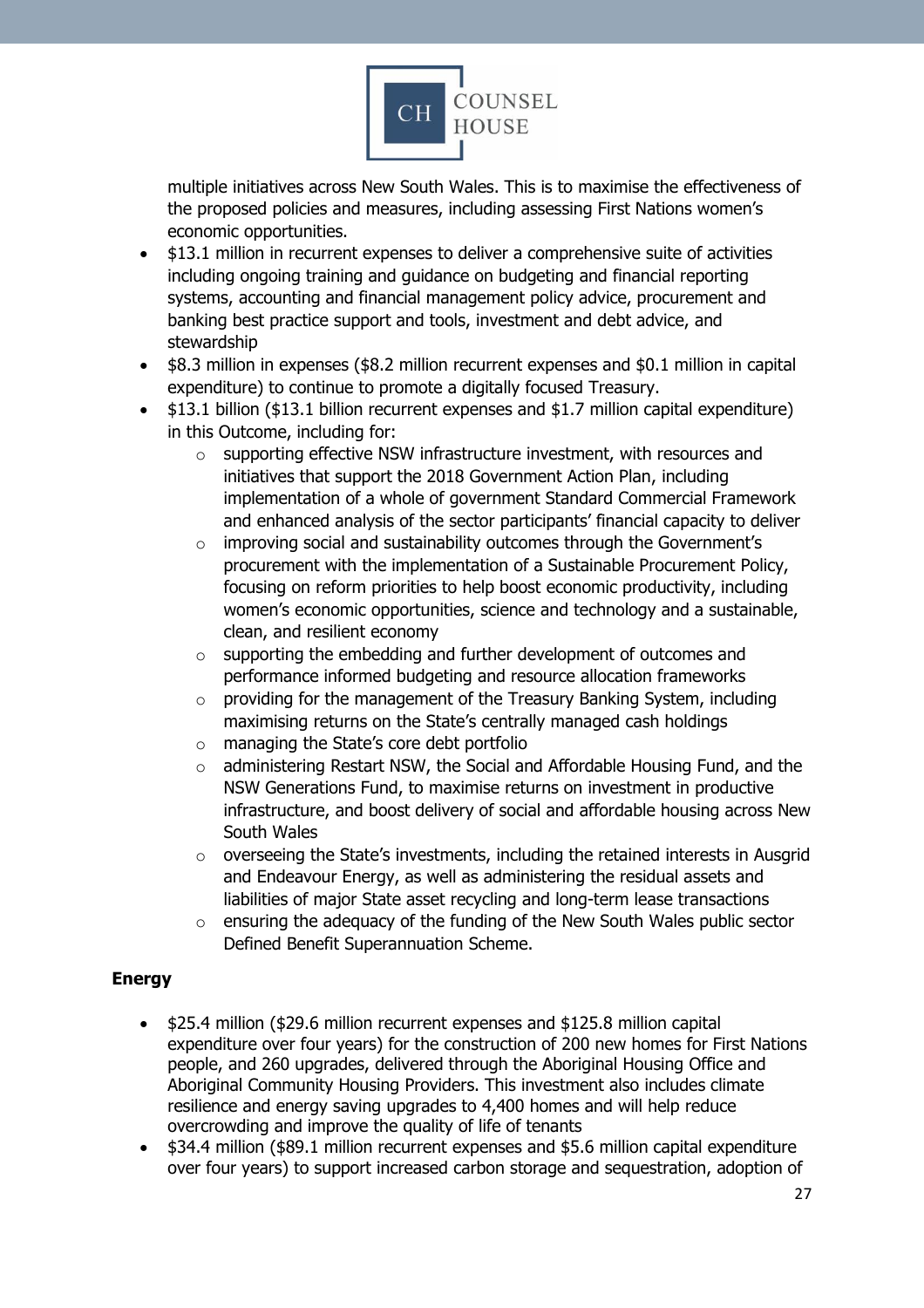multiple initiatives across New South Wales. This is to maximise the effectiveness of the proposed policies and measures, including assessing First Nations women's economic opportunities.

- $13.1 million in recurrent expenses to deliver a comprehensive suite of activities including ongoing training and guidance on budgeting and financial reporting systems, accounting and financial management policy advice, procurement and banking best practice support and tools, investment and debt advice, and stewardship
- $8.3 million in expenses ($8.2 million recurrent expenses and $0.1 million in capital expenditure) to continue to promote a digitally focused Treasury.
- $13.1 billion ($13.1 billion recurrent expenses and $1.7 million capital expenditure) in this Outcome, including for:
  - supporting effective NSW infrastructure investment, with resources and initiatives that support the 2018 Government Action Plan, including implementation of a whole of government Standard Commercial Framework and enhanced analysis of the sector participants' financial capacity to deliver
  - improving social and sustainability outcomes through the Government's procurement with the implementation of a Sustainable Procurement Policy, focusing on reform priorities to help boost economic productivity, including women's economic opportunities, science and technology and a sustainable, clean, and resilient economy
  - supporting the embedding and further development of outcomes and performance informed budgeting and resource allocation frameworks
  - providing for the management of the Treasury Banking System, including maximising returns on the State's centrally managed cash holdings
  - managing the State's core debt portfolio
  - administering Restart NSW, the Social and Affordable Housing Fund, and the NSW Generations Fund, to maximise returns on investment in productive infrastructure, and boost delivery of social and affordable housing across New South Wales
  - overseeing the State's investments, including the retained interests in Ausgrid and Endeavour Energy, as well as administering the residual assets and liabilities of major State asset recycling and long-term lease transactions
  - ensuring the adequacy of the funding of the New South Wales public sector Defined Benefit Superannuation Scheme.

**Energy**

- $25.4 million ($29.6 million recurrent expenses and $125.8 million capital expenditure over four years) for the construction of 200 new homes for First Nations people, and 260 upgrades, delivered through the Aboriginal Housing Office and Aboriginal Community Housing Providers. This investment also includes climate resilience and energy saving upgrades to 4,400 homes and will help reduce overcrowding and improve the quality of life of tenants
- $34.4 million ($89.1 million recurrent expenses and $5.6 million capital expenditure over four years) to support increased carbon storage and sequestration, adoption of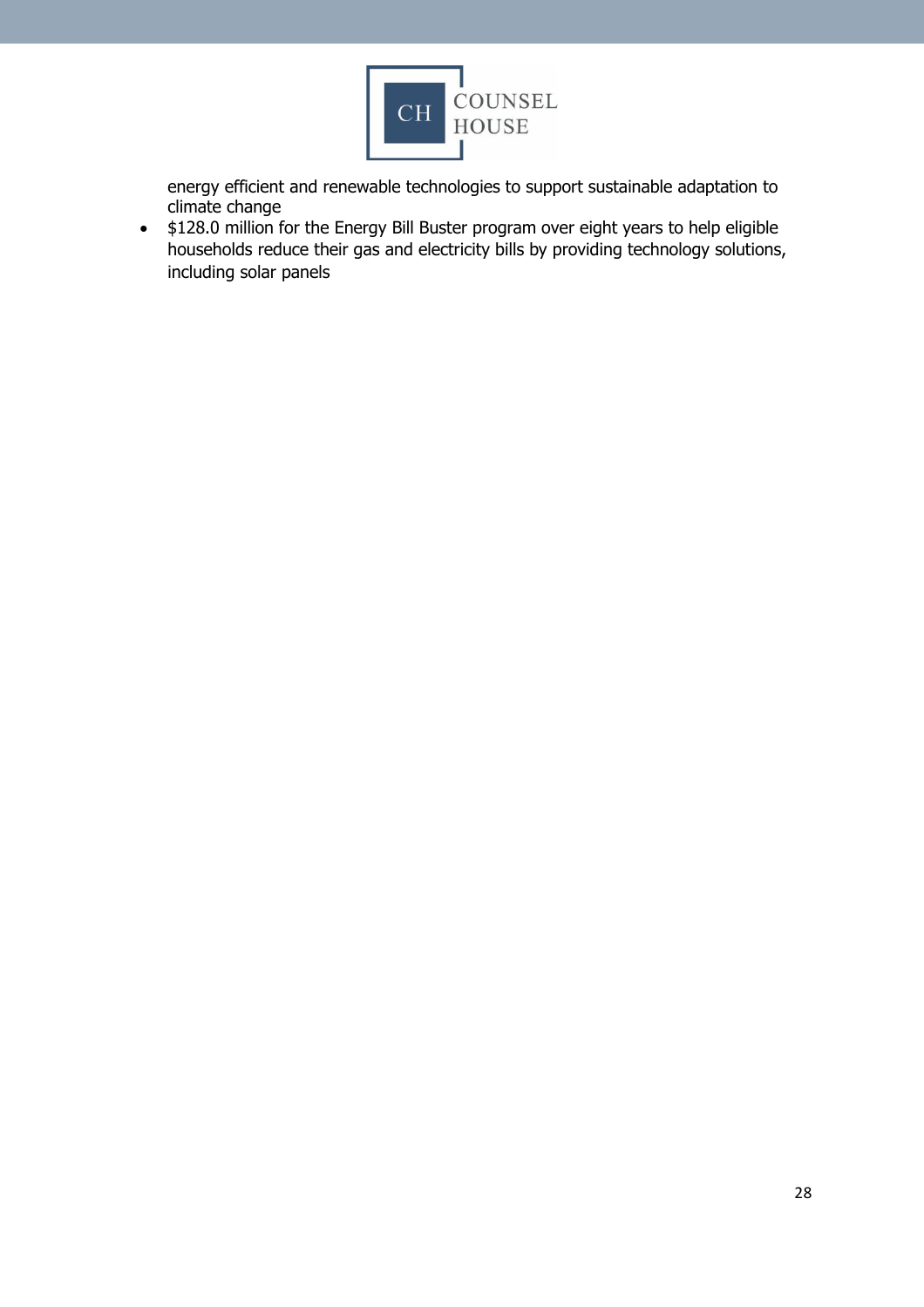energy efficient and renewable technologies to support sustainable adaptation to climate change

- $128.0 million for the Energy Bill Buster program over eight years to help eligible households reduce their gas and electricity bills by providing technology solutions, including solar panels